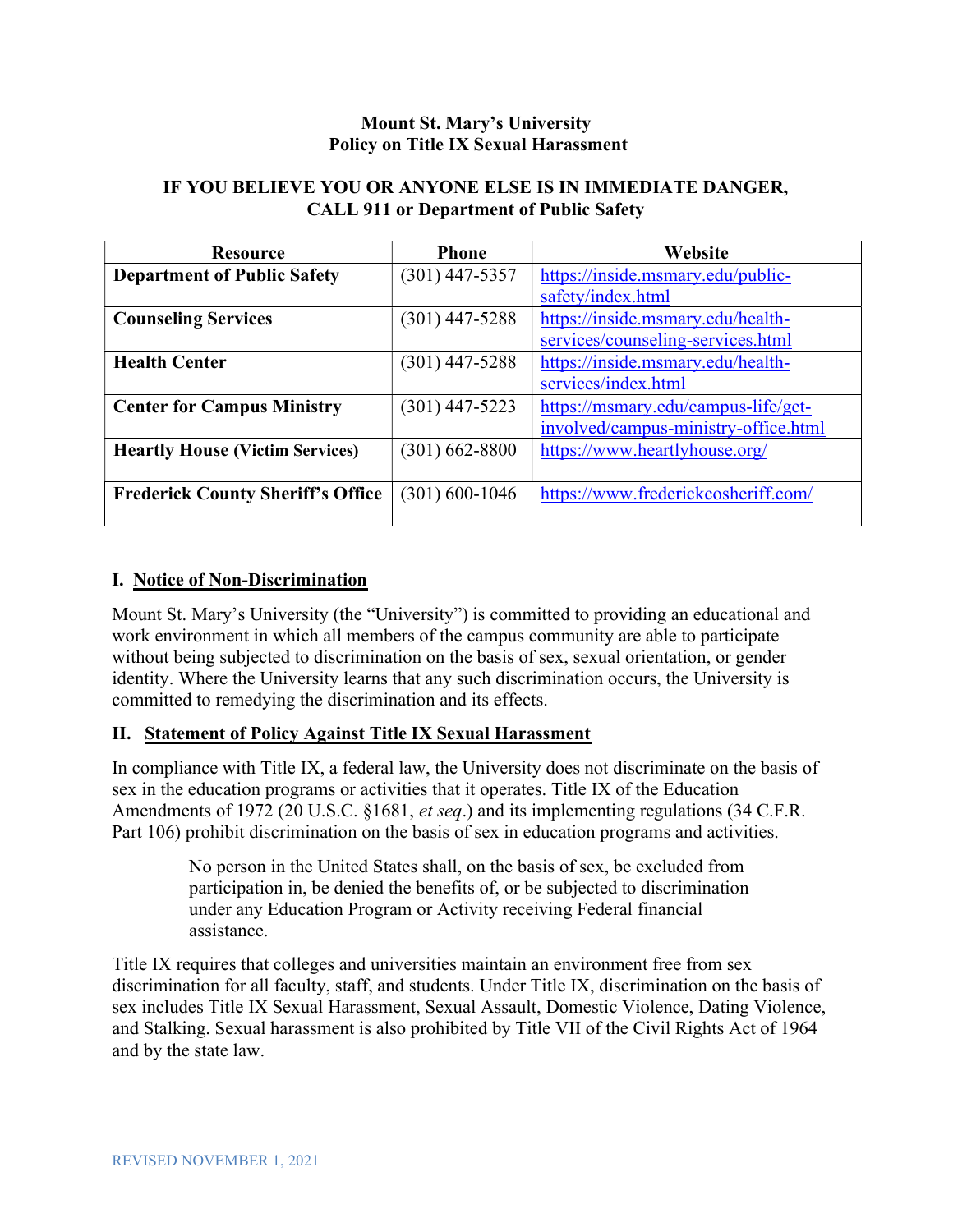# Mount St. Mary's University
# Policy on Title IX Sexual Harassment

**IF YOU BELIEVE YOU OR ANYONE ELSE IS IN IMMEDIATE DANGER, CALL 911 or Department of Public Safety**

| Resource | Phone | Website |
|---|---|---|
| **Department of Public Safety** | (301) 447-5357 | https://inside.msmary.edu/public-safety/index.html |
| **Counseling Services** | (301) 447-5288 | https://inside.msmary.edu/health-services/counseling-services.html |
| **Health Center** | (301) 447-5288 | https://inside.msmary.edu/health-services/index.html |
| **Center for Campus Ministry** | (301) 447-5223 | https://msmary.edu/campus-life/get-involved/campus-ministry-office.html |
| **Heartly House (Victim Services)** | (301) 662-8800 | https://www.heartlyhouse.org/ |
| **Frederick County Sheriff's Office** | (301) 600-1046 | https://www.frederickcosheriff.com/ |

## I. Notice of Non-Discrimination

Mount St. Mary's University (the "University") is committed to providing an educational and work environment in which all members of the campus community are able to participate without being subjected to discrimination on the basis of sex, sexual orientation, or gender identity. Where the University learns that any such discrimination occurs, the University is committed to remedying the discrimination and its effects.

## II. Statement of Policy Against Title IX Sexual Harassment

In compliance with Title IX, a federal law, the University does not discriminate on the basis of sex in the education programs or activities that it operates. Title IX of the Education Amendments of 1972 (20 U.S.C. §1681, *et seq*.) and its implementing regulations (34 C.F.R. Part 106) prohibit discrimination on the basis of sex in education programs and activities.

> No person in the United States shall, on the basis of sex, be excluded from participation in, be denied the benefits of, or be subjected to discrimination under any Education Program or Activity receiving Federal financial assistance.

Title IX requires that colleges and universities maintain an environment free from sex discrimination for all faculty, staff, and students. Under Title IX, discrimination on the basis of sex includes Title IX Sexual Harassment, Sexual Assault, Domestic Violence, Dating Violence, and Stalking. Sexual harassment is also prohibited by Title VII of the Civil Rights Act of 1964 and by the state law.

REVISED NOVEMBER 1, 2021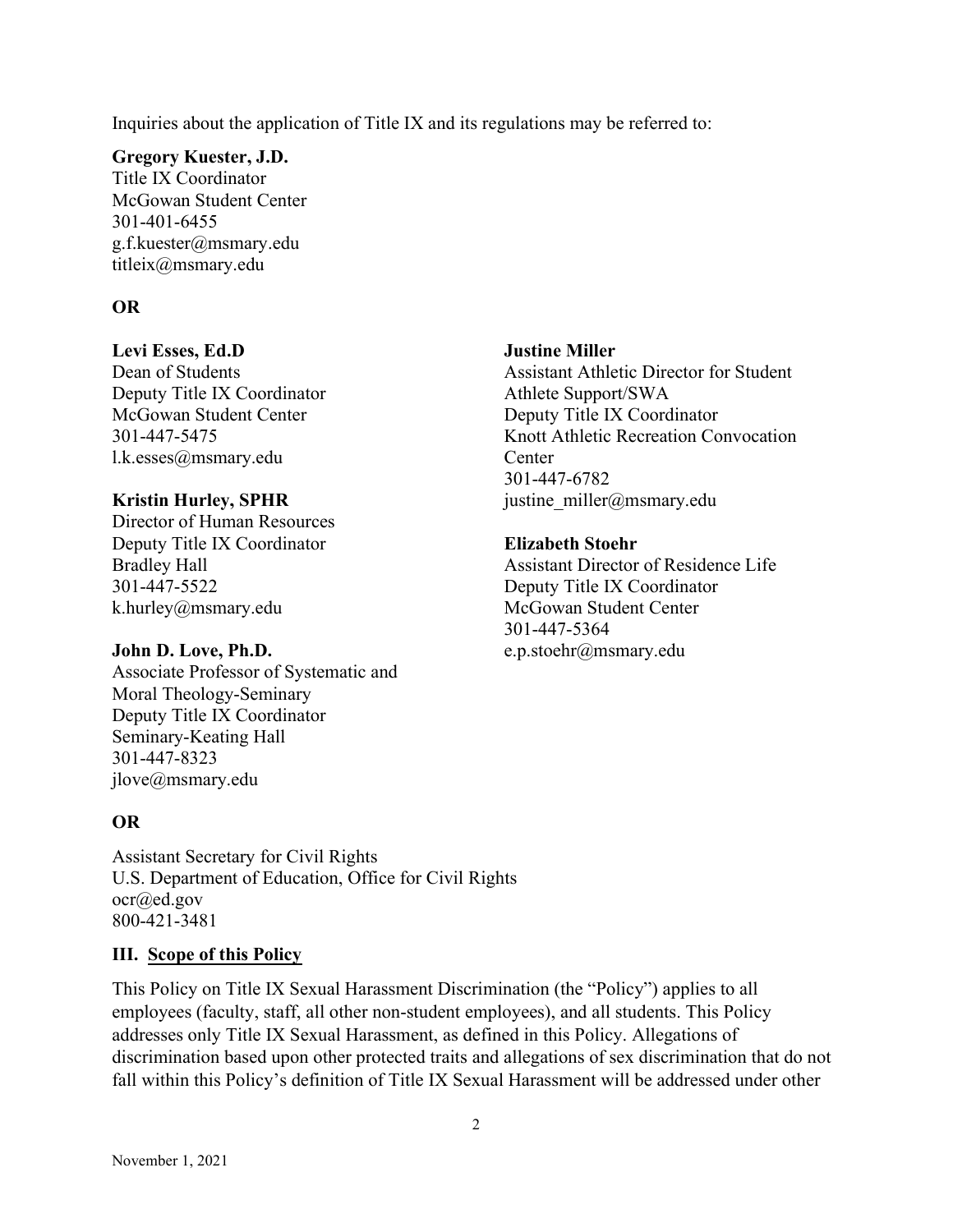Inquiries about the application of Title IX and its regulations may be referred to:

**Gregory Kuester, J.D.**
Title IX Coordinator
McGowan Student Center
301-401-6455
g.f.kuester@msmary.edu
titleix@msmary.edu

**OR**

**Levi Esses, Ed.D**
Dean of Students
Deputy Title IX Coordinator
McGowan Student Center
301-447-5475
l.k.esses@msmary.edu

**Kristin Hurley, SPHR**
Director of Human Resources
Deputy Title IX Coordinator
Bradley Hall
301-447-5522
k.hurley@msmary.edu

**John D. Love, Ph.D.**
Associate Professor of Systematic and Moral Theology-Seminary
Deputy Title IX Coordinator
Seminary-Keating Hall
301-447-8323
jlove@msmary.edu

**Justine Miller**
Assistant Athletic Director for Student Athlete Support/SWA
Deputy Title IX Coordinator
Knott Athletic Recreation Convocation Center
301-447-6782
justine_miller@msmary.edu

**Elizabeth Stoehr**
Assistant Director of Residence Life
Deputy Title IX Coordinator
McGowan Student Center
301-447-5364
e.p.stoehr@msmary.edu

**OR**

Assistant Secretary for Civil Rights
U.S. Department of Education, Office for Civil Rights
ocr@ed.gov
800-421-3481

## III. Scope of this Policy

This Policy on Title IX Sexual Harassment Discrimination (the "Policy") applies to all employees (faculty, staff, all other non-student employees), and all students. This Policy addresses only Title IX Sexual Harassment, as defined in this Policy. Allegations of discrimination based upon other protected traits and allegations of sex discrimination that do not fall within this Policy's definition of Title IX Sexual Harassment will be addressed under other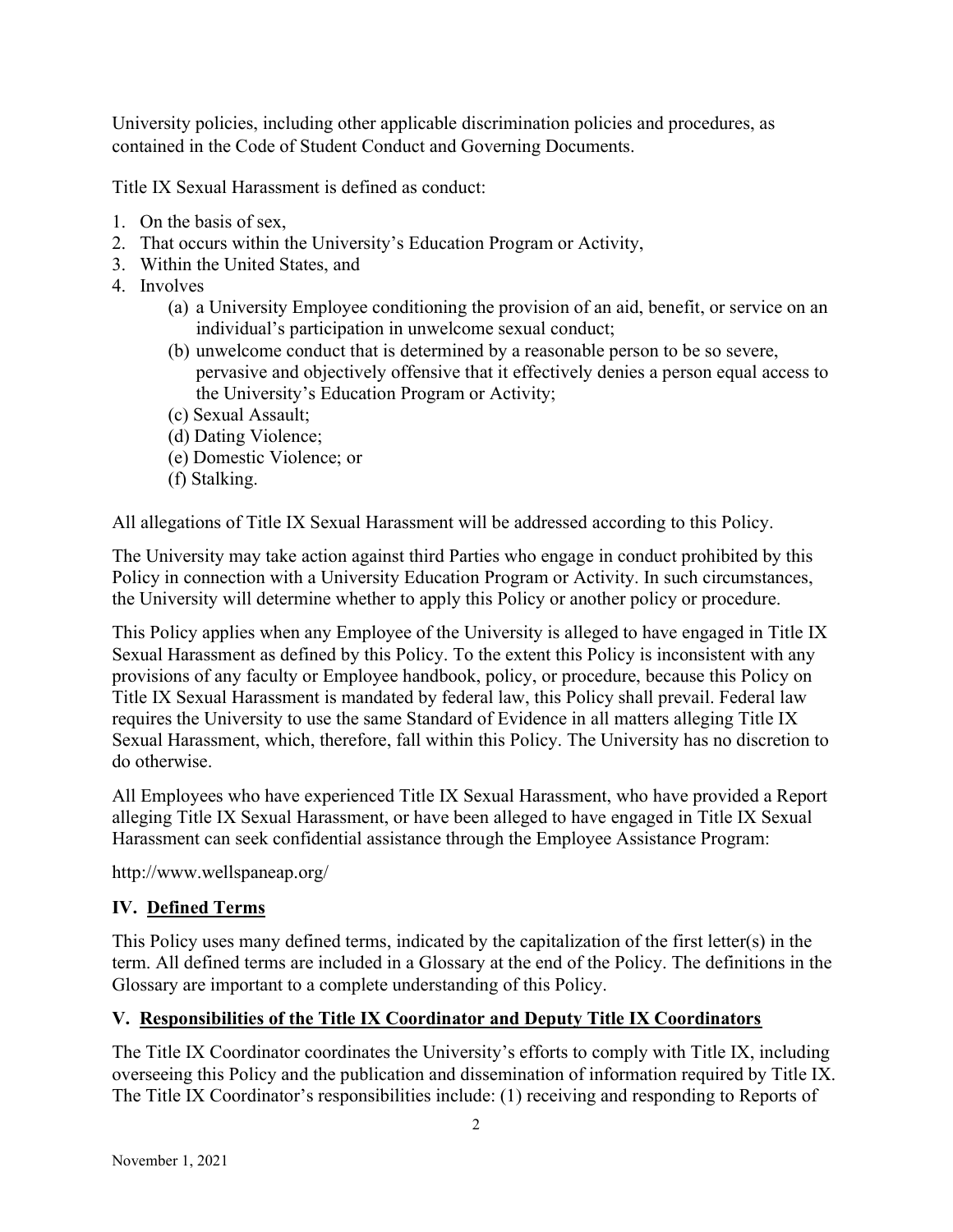University policies, including other applicable discrimination policies and procedures, as contained in the Code of Student Conduct and Governing Documents.

Title IX Sexual Harassment is defined as conduct:

1. On the basis of sex,
2. That occurs within the University's Education Program or Activity,
3. Within the United States, and
4. Involves
   (a) a University Employee conditioning the provision of an aid, benefit, or service on an individual's participation in unwelcome sexual conduct;
   (b) unwelcome conduct that is determined by a reasonable person to be so severe, pervasive and objectively offensive that it effectively denies a person equal access to the University's Education Program or Activity;
   (c) Sexual Assault;
   (d) Dating Violence;
   (e) Domestic Violence; or
   (f) Stalking.

All allegations of Title IX Sexual Harassment will be addressed according to this Policy.

The University may take action against third Parties who engage in conduct prohibited by this Policy in connection with a University Education Program or Activity. In such circumstances, the University will determine whether to apply this Policy or another policy or procedure.

This Policy applies when any Employee of the University is alleged to have engaged in Title IX Sexual Harassment as defined by this Policy. To the extent this Policy is inconsistent with any provisions of any faculty or Employee handbook, policy, or procedure, because this Policy on Title IX Sexual Harassment is mandated by federal law, this Policy shall prevail. Federal law requires the University to use the same Standard of Evidence in all matters alleging Title IX Sexual Harassment, which, therefore, fall within this Policy. The University has no discretion to do otherwise.

All Employees who have experienced Title IX Sexual Harassment, who have provided a Report alleging Title IX Sexual Harassment, or have been alleged to have engaged in Title IX Sexual Harassment can seek confidential assistance through the Employee Assistance Program:

http://www.wellspaneap.org/

## IV. Defined Terms

This Policy uses many defined terms, indicated by the capitalization of the first letter(s) in the term. All defined terms are included in a Glossary at the end of the Policy. The definitions in the Glossary are important to a complete understanding of this Policy.

## V. Responsibilities of the Title IX Coordinator and Deputy Title IX Coordinators

The Title IX Coordinator coordinates the University's efforts to comply with Title IX, including overseeing this Policy and the publication and dissemination of information required by Title IX. The Title IX Coordinator's responsibilities include: (1) receiving and responding to Reports of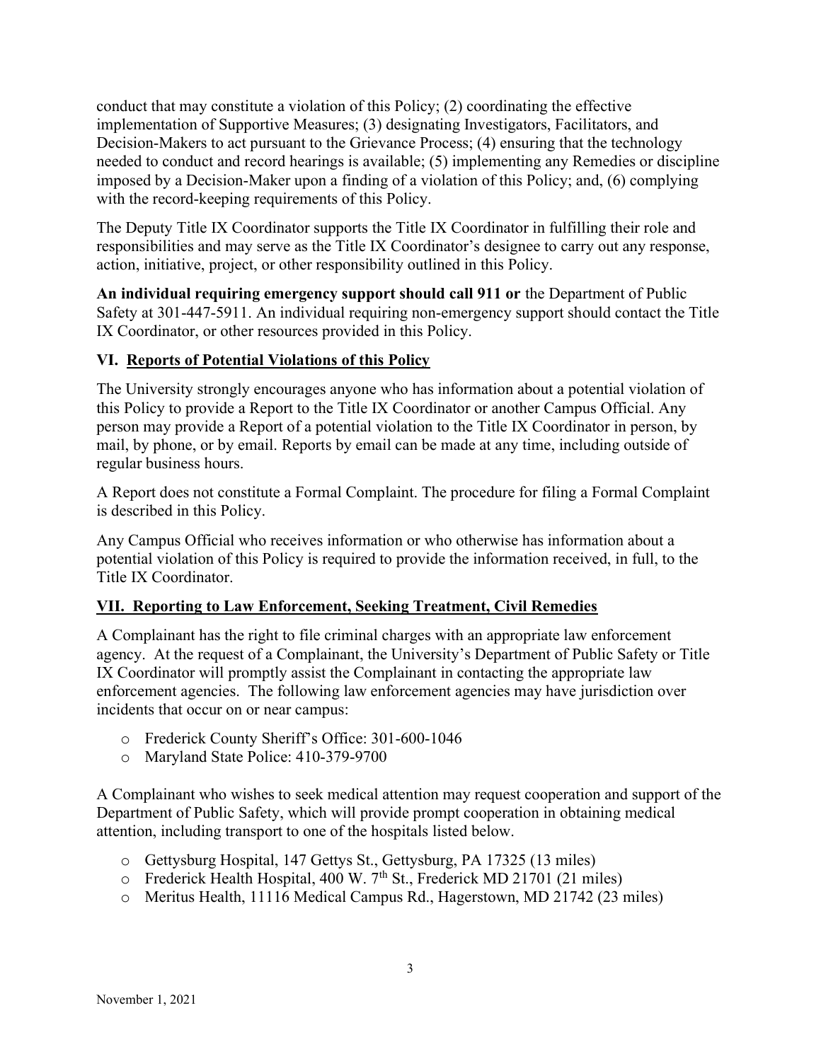conduct that may constitute a violation of this Policy; (2) coordinating the effective implementation of Supportive Measures; (3) designating Investigators, Facilitators, and Decision-Makers to act pursuant to the Grievance Process; (4) ensuring that the technology needed to conduct and record hearings is available; (5) implementing any Remedies or discipline imposed by a Decision-Maker upon a finding of a violation of this Policy; and, (6) complying with the record-keeping requirements of this Policy.

The Deputy Title IX Coordinator supports the Title IX Coordinator in fulfilling their role and responsibilities and may serve as the Title IX Coordinator's designee to carry out any response, action, initiative, project, or other responsibility outlined in this Policy.

**An individual requiring emergency support should call 911 or** the Department of Public Safety at 301-447-5911. An individual requiring non-emergency support should contact the Title IX Coordinator, or other resources provided in this Policy.

## VI. Reports of Potential Violations of this Policy

The University strongly encourages anyone who has information about a potential violation of this Policy to provide a Report to the Title IX Coordinator or another Campus Official. Any person may provide a Report of a potential violation to the Title IX Coordinator in person, by mail, by phone, or by email. Reports by email can be made at any time, including outside of regular business hours.

A Report does not constitute a Formal Complaint. The procedure for filing a Formal Complaint is described in this Policy.

Any Campus Official who receives information or who otherwise has information about a potential violation of this Policy is required to provide the information received, in full, to the Title IX Coordinator.

## VII. Reporting to Law Enforcement, Seeking Treatment, Civil Remedies

A Complainant has the right to file criminal charges with an appropriate law enforcement agency. At the request of a Complainant, the University's Department of Public Safety or Title IX Coordinator will promptly assist the Complainant in contacting the appropriate law enforcement agencies. The following law enforcement agencies may have jurisdiction over incidents that occur on or near campus:

- Frederick County Sheriff's Office: 301-600-1046
- Maryland State Police: 410-379-9700

A Complainant who wishes to seek medical attention may request cooperation and support of the Department of Public Safety, which will provide prompt cooperation in obtaining medical attention, including transport to one of the hospitals listed below.

- Gettysburg Hospital, 147 Gettys St., Gettysburg, PA 17325 (13 miles)
- Frederick Health Hospital, 400 W. 7th St., Frederick MD 21701 (21 miles)
- Meritus Health, 11116 Medical Campus Rd., Hagerstown, MD 21742 (23 miles)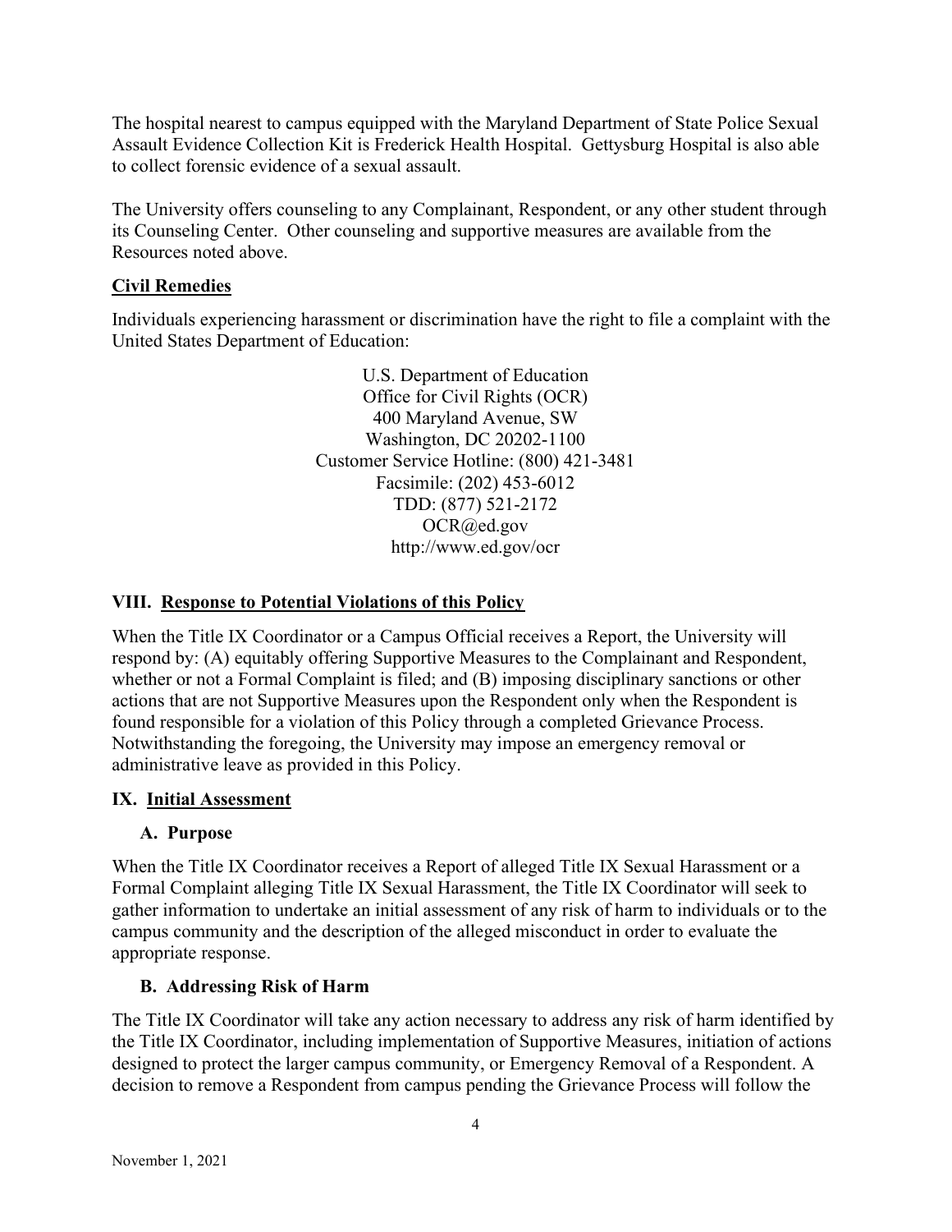The hospital nearest to campus equipped with the Maryland Department of State Police Sexual Assault Evidence Collection Kit is Frederick Health Hospital. Gettysburg Hospital is also able to collect forensic evidence of a sexual assault.

The University offers counseling to any Complainant, Respondent, or any other student through its Counseling Center. Other counseling and supportive measures are available from the Resources noted above.

**Civil Remedies**

Individuals experiencing harassment or discrimination have the right to file a complaint with the United States Department of Education:

U.S. Department of Education
Office for Civil Rights (OCR)
400 Maryland Avenue, SW
Washington, DC 20202-1100
Customer Service Hotline: (800) 421-3481
Facsimile: (202) 453-6012
TDD: (877) 521-2172
OCR@ed.gov
http://www.ed.gov/ocr

## VIII. Response to Potential Violations of this Policy

When the Title IX Coordinator or a Campus Official receives a Report, the University will respond by: (A) equitably offering Supportive Measures to the Complainant and Respondent, whether or not a Formal Complaint is filed; and (B) imposing disciplinary sanctions or other actions that are not Supportive Measures upon the Respondent only when the Respondent is found responsible for a violation of this Policy through a completed Grievance Process. Notwithstanding the foregoing, the University may impose an emergency removal or administrative leave as provided in this Policy.

## IX. Initial Assessment

### A. Purpose

When the Title IX Coordinator receives a Report of alleged Title IX Sexual Harassment or a Formal Complaint alleging Title IX Sexual Harassment, the Title IX Coordinator will seek to gather information to undertake an initial assessment of any risk of harm to individuals or to the campus community and the description of the alleged misconduct in order to evaluate the appropriate response.

### B. Addressing Risk of Harm

The Title IX Coordinator will take any action necessary to address any risk of harm identified by the Title IX Coordinator, including implementation of Supportive Measures, initiation of actions designed to protect the larger campus community, or Emergency Removal of a Respondent. A decision to remove a Respondent from campus pending the Grievance Process will follow the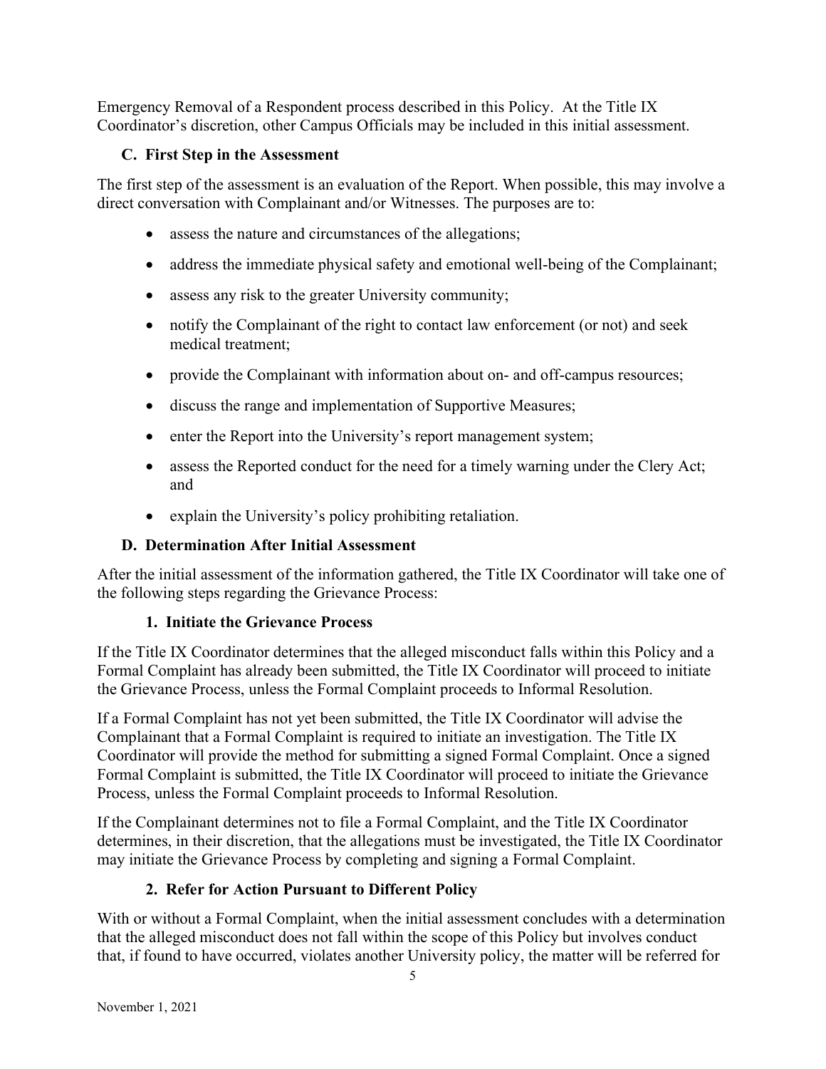Emergency Removal of a Respondent process described in this Policy. At the Title IX Coordinator's discretion, other Campus Officials may be included in this initial assessment.

### C. First Step in the Assessment

The first step of the assessment is an evaluation of the Report. When possible, this may involve a direct conversation with Complainant and/or Witnesses. The purposes are to:

- assess the nature and circumstances of the allegations;
- address the immediate physical safety and emotional well-being of the Complainant;
- assess any risk to the greater University community;
- notify the Complainant of the right to contact law enforcement (or not) and seek medical treatment;
- provide the Complainant with information about on- and off-campus resources;
- discuss the range and implementation of Supportive Measures;
- enter the Report into the University's report management system;
- assess the Reported conduct for the need for a timely warning under the Clery Act; and
- explain the University's policy prohibiting retaliation.

### D. Determination After Initial Assessment

After the initial assessment of the information gathered, the Title IX Coordinator will take one of the following steps regarding the Grievance Process:

#### 1. Initiate the Grievance Process

If the Title IX Coordinator determines that the alleged misconduct falls within this Policy and a Formal Complaint has already been submitted, the Title IX Coordinator will proceed to initiate the Grievance Process, unless the Formal Complaint proceeds to Informal Resolution.

If a Formal Complaint has not yet been submitted, the Title IX Coordinator will advise the Complainant that a Formal Complaint is required to initiate an investigation. The Title IX Coordinator will provide the method for submitting a signed Formal Complaint. Once a signed Formal Complaint is submitted, the Title IX Coordinator will proceed to initiate the Grievance Process, unless the Formal Complaint proceeds to Informal Resolution.

If the Complainant determines not to file a Formal Complaint, and the Title IX Coordinator determines, in their discretion, that the allegations must be investigated, the Title IX Coordinator may initiate the Grievance Process by completing and signing a Formal Complaint.

#### 2. Refer for Action Pursuant to Different Policy

With or without a Formal Complaint, when the initial assessment concludes with a determination that the alleged misconduct does not fall within the scope of this Policy but involves conduct that, if found to have occurred, violates another University policy, the matter will be referred for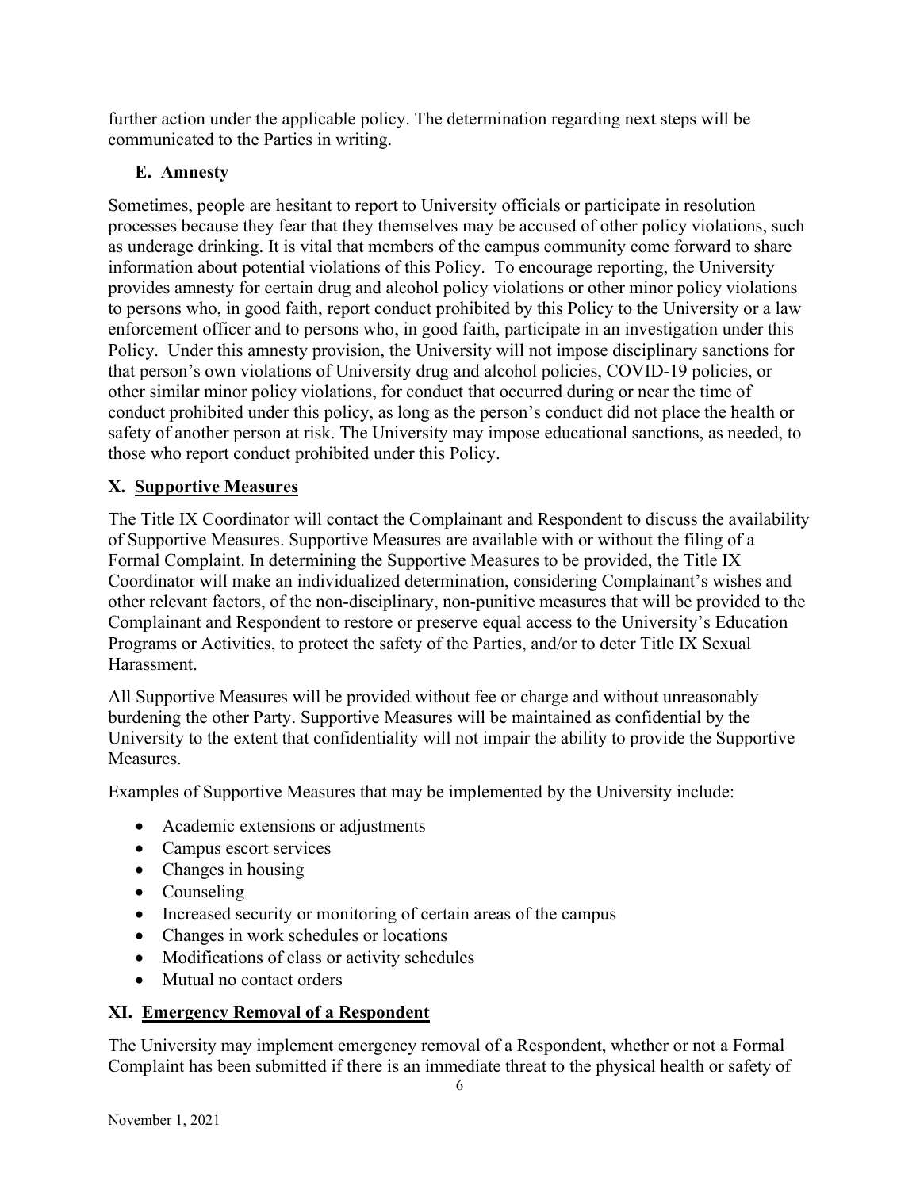further action under the applicable policy. The determination regarding next steps will be communicated to the Parties in writing.

### E. Amnesty

Sometimes, people are hesitant to report to University officials or participate in resolution processes because they fear that they themselves may be accused of other policy violations, such as underage drinking. It is vital that members of the campus community come forward to share information about potential violations of this Policy. To encourage reporting, the University provides amnesty for certain drug and alcohol policy violations or other minor policy violations to persons who, in good faith, report conduct prohibited by this Policy to the University or a law enforcement officer and to persons who, in good faith, participate in an investigation under this Policy. Under this amnesty provision, the University will not impose disciplinary sanctions for that person's own violations of University drug and alcohol policies, COVID-19 policies, or other similar minor policy violations, for conduct that occurred during or near the time of conduct prohibited under this policy, as long as the person's conduct did not place the health or safety of another person at risk. The University may impose educational sanctions, as needed, to those who report conduct prohibited under this Policy.

## X. Supportive Measures

The Title IX Coordinator will contact the Complainant and Respondent to discuss the availability of Supportive Measures. Supportive Measures are available with or without the filing of a Formal Complaint. In determining the Supportive Measures to be provided, the Title IX Coordinator will make an individualized determination, considering Complainant's wishes and other relevant factors, of the non-disciplinary, non-punitive measures that will be provided to the Complainant and Respondent to restore or preserve equal access to the University's Education Programs or Activities, to protect the safety of the Parties, and/or to deter Title IX Sexual Harassment.

All Supportive Measures will be provided without fee or charge and without unreasonably burdening the other Party. Supportive Measures will be maintained as confidential by the University to the extent that confidentiality will not impair the ability to provide the Supportive Measures.

Examples of Supportive Measures that may be implemented by the University include:

- Academic extensions or adjustments
- Campus escort services
- Changes in housing
- Counseling
- Increased security or monitoring of certain areas of the campus
- Changes in work schedules or locations
- Modifications of class or activity schedules
- Mutual no contact orders

## XI. Emergency Removal of a Respondent

The University may implement emergency removal of a Respondent, whether or not a Formal Complaint has been submitted if there is an immediate threat to the physical health or safety of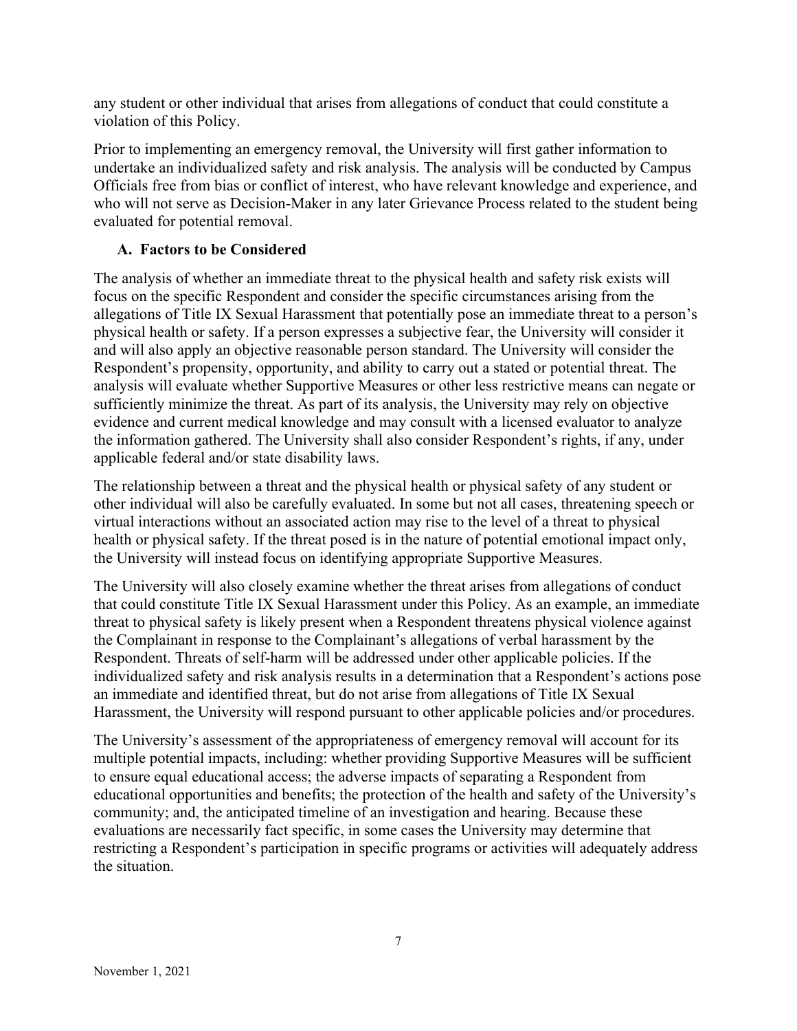any student or other individual that arises from allegations of conduct that could constitute a violation of this Policy.

Prior to implementing an emergency removal, the University will first gather information to undertake an individualized safety and risk analysis. The analysis will be conducted by Campus Officials free from bias or conflict of interest, who have relevant knowledge and experience, and who will not serve as Decision-Maker in any later Grievance Process related to the student being evaluated for potential removal.

### A. Factors to be Considered

The analysis of whether an immediate threat to the physical health and safety risk exists will focus on the specific Respondent and consider the specific circumstances arising from the allegations of Title IX Sexual Harassment that potentially pose an immediate threat to a person's physical health or safety. If a person expresses a subjective fear, the University will consider it and will also apply an objective reasonable person standard. The University will consider the Respondent's propensity, opportunity, and ability to carry out a stated or potential threat. The analysis will evaluate whether Supportive Measures or other less restrictive means can negate or sufficiently minimize the threat. As part of its analysis, the University may rely on objective evidence and current medical knowledge and may consult with a licensed evaluator to analyze the information gathered. The University shall also consider Respondent's rights, if any, under applicable federal and/or state disability laws.

The relationship between a threat and the physical health or physical safety of any student or other individual will also be carefully evaluated. In some but not all cases, threatening speech or virtual interactions without an associated action may rise to the level of a threat to physical health or physical safety. If the threat posed is in the nature of potential emotional impact only, the University will instead focus on identifying appropriate Supportive Measures.

The University will also closely examine whether the threat arises from allegations of conduct that could constitute Title IX Sexual Harassment under this Policy. As an example, an immediate threat to physical safety is likely present when a Respondent threatens physical violence against the Complainant in response to the Complainant's allegations of verbal harassment by the Respondent. Threats of self-harm will be addressed under other applicable policies. If the individualized safety and risk analysis results in a determination that a Respondent's actions pose an immediate and identified threat, but do not arise from allegations of Title IX Sexual Harassment, the University will respond pursuant to other applicable policies and/or procedures.

The University's assessment of the appropriateness of emergency removal will account for its multiple potential impacts, including: whether providing Supportive Measures will be sufficient to ensure equal educational access; the adverse impacts of separating a Respondent from educational opportunities and benefits; the protection of the health and safety of the University's community; and, the anticipated timeline of an investigation and hearing. Because these evaluations are necessarily fact specific, in some cases the University may determine that restricting a Respondent's participation in specific programs or activities will adequately address the situation.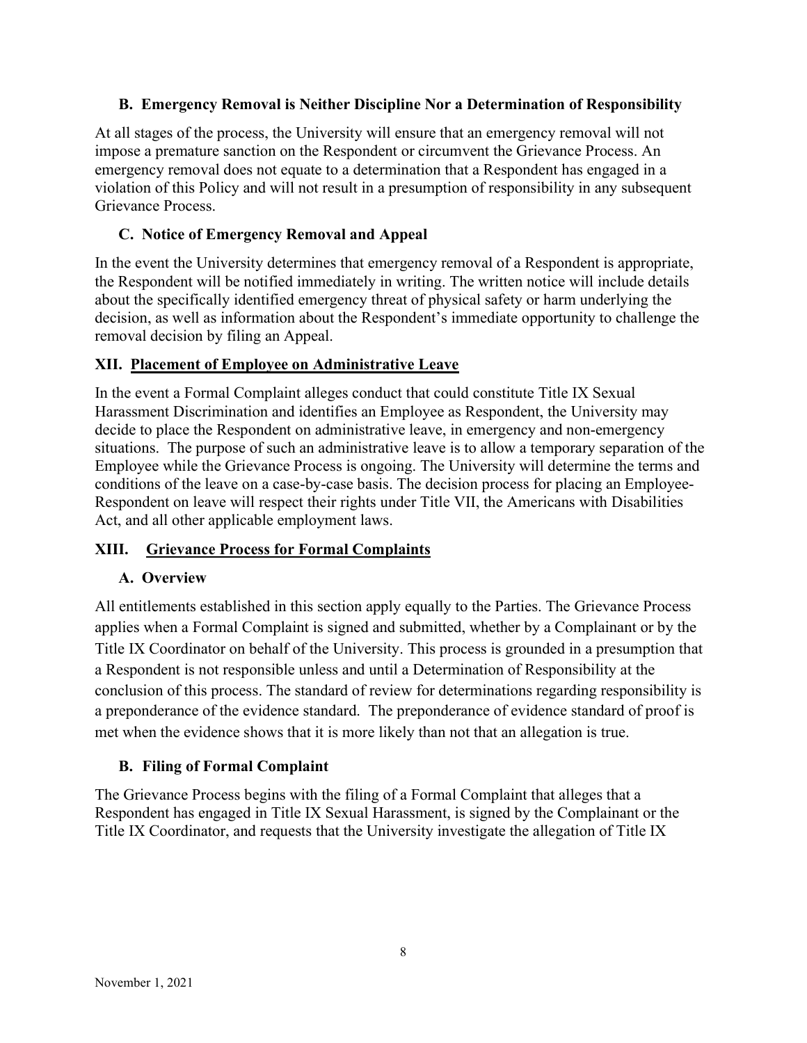### B. Emergency Removal is Neither Discipline Nor a Determination of Responsibility

At all stages of the process, the University will ensure that an emergency removal will not impose a premature sanction on the Respondent or circumvent the Grievance Process. An emergency removal does not equate to a determination that a Respondent has engaged in a violation of this Policy and will not result in a presumption of responsibility in any subsequent Grievance Process.

### C. Notice of Emergency Removal and Appeal

In the event the University determines that emergency removal of a Respondent is appropriate, the Respondent will be notified immediately in writing. The written notice will include details about the specifically identified emergency threat of physical safety or harm underlying the decision, as well as information about the Respondent's immediate opportunity to challenge the removal decision by filing an Appeal.

## XII. Placement of Employee on Administrative Leave

In the event a Formal Complaint alleges conduct that could constitute Title IX Sexual Harassment Discrimination and identifies an Employee as Respondent, the University may decide to place the Respondent on administrative leave, in emergency and non-emergency situations. The purpose of such an administrative leave is to allow a temporary separation of the Employee while the Grievance Process is ongoing. The University will determine the terms and conditions of the leave on a case-by-case basis. The decision process for placing an Employee-Respondent on leave will respect their rights under Title VII, the Americans with Disabilities Act, and all other applicable employment laws.

## XIII. Grievance Process for Formal Complaints

### A. Overview

All entitlements established in this section apply equally to the Parties. The Grievance Process applies when a Formal Complaint is signed and submitted, whether by a Complainant or by the Title IX Coordinator on behalf of the University. This process is grounded in a presumption that a Respondent is not responsible unless and until a Determination of Responsibility at the conclusion of this process. The standard of review for determinations regarding responsibility is a preponderance of the evidence standard. The preponderance of evidence standard of proof is met when the evidence shows that it is more likely than not that an allegation is true.

### B. Filing of Formal Complaint

The Grievance Process begins with the filing of a Formal Complaint that alleges that a Respondent has engaged in Title IX Sexual Harassment, is signed by the Complainant or the Title IX Coordinator, and requests that the University investigate the allegation of Title IX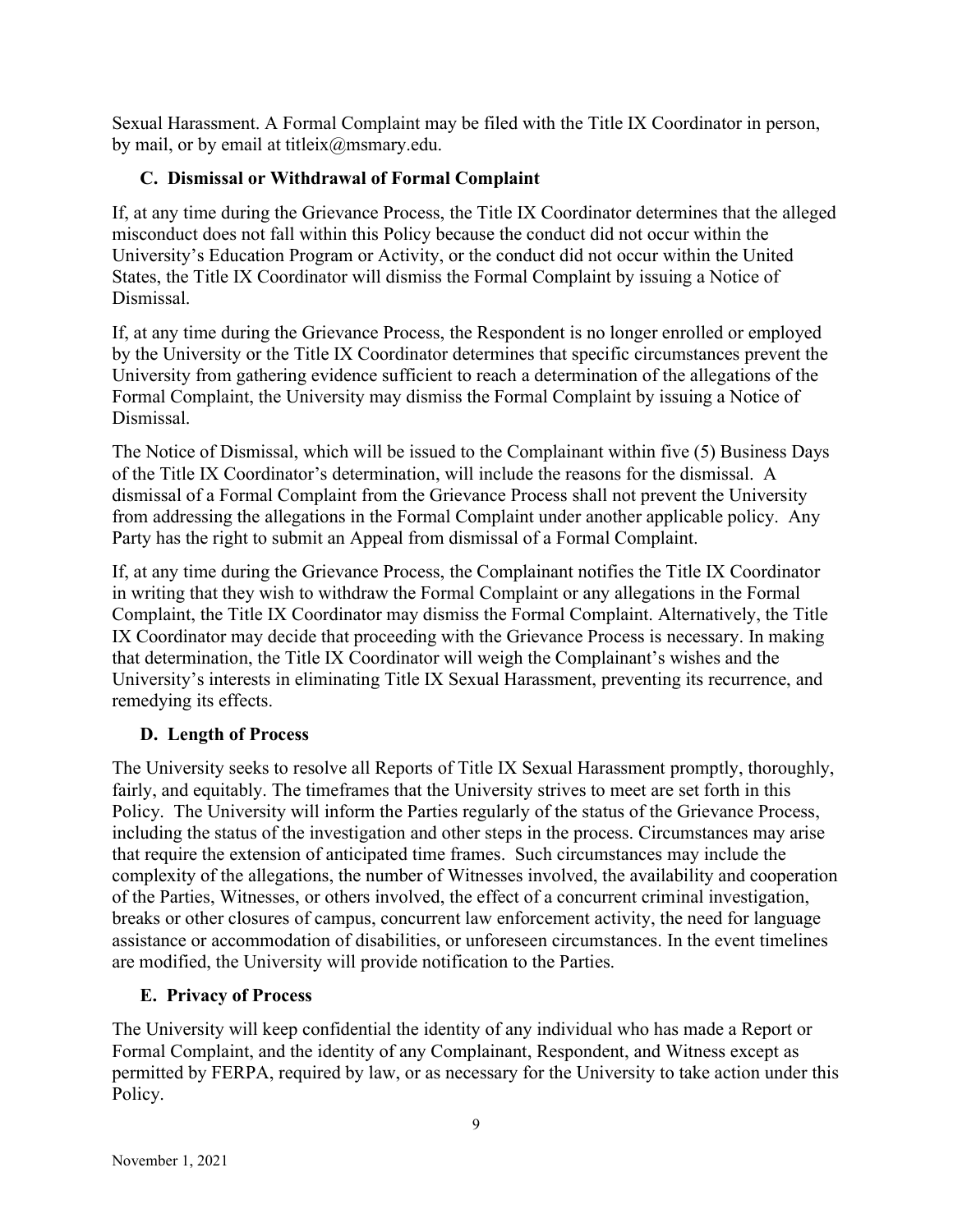Sexual Harassment. A Formal Complaint may be filed with the Title IX Coordinator in person, by mail, or by email at titleix@msmary.edu.

### C. Dismissal or Withdrawal of Formal Complaint

If, at any time during the Grievance Process, the Title IX Coordinator determines that the alleged misconduct does not fall within this Policy because the conduct did not occur within the University's Education Program or Activity, or the conduct did not occur within the United States, the Title IX Coordinator will dismiss the Formal Complaint by issuing a Notice of Dismissal.

If, at any time during the Grievance Process, the Respondent is no longer enrolled or employed by the University or the Title IX Coordinator determines that specific circumstances prevent the University from gathering evidence sufficient to reach a determination of the allegations of the Formal Complaint, the University may dismiss the Formal Complaint by issuing a Notice of Dismissal.

The Notice of Dismissal, which will be issued to the Complainant within five (5) Business Days of the Title IX Coordinator's determination, will include the reasons for the dismissal. A dismissal of a Formal Complaint from the Grievance Process shall not prevent the University from addressing the allegations in the Formal Complaint under another applicable policy. Any Party has the right to submit an Appeal from dismissal of a Formal Complaint.

If, at any time during the Grievance Process, the Complainant notifies the Title IX Coordinator in writing that they wish to withdraw the Formal Complaint or any allegations in the Formal Complaint, the Title IX Coordinator may dismiss the Formal Complaint. Alternatively, the Title IX Coordinator may decide that proceeding with the Grievance Process is necessary. In making that determination, the Title IX Coordinator will weigh the Complainant's wishes and the University's interests in eliminating Title IX Sexual Harassment, preventing its recurrence, and remedying its effects.

### D. Length of Process

The University seeks to resolve all Reports of Title IX Sexual Harassment promptly, thoroughly, fairly, and equitably. The timeframes that the University strives to meet are set forth in this Policy. The University will inform the Parties regularly of the status of the Grievance Process, including the status of the investigation and other steps in the process. Circumstances may arise that require the extension of anticipated time frames. Such circumstances may include the complexity of the allegations, the number of Witnesses involved, the availability and cooperation of the Parties, Witnesses, or others involved, the effect of a concurrent criminal investigation, breaks or other closures of campus, concurrent law enforcement activity, the need for language assistance or accommodation of disabilities, or unforeseen circumstances. In the event timelines are modified, the University will provide notification to the Parties.

### E. Privacy of Process

The University will keep confidential the identity of any individual who has made a Report or Formal Complaint, and the identity of any Complainant, Respondent, and Witness except as permitted by FERPA, required by law, or as necessary for the University to take action under this Policy.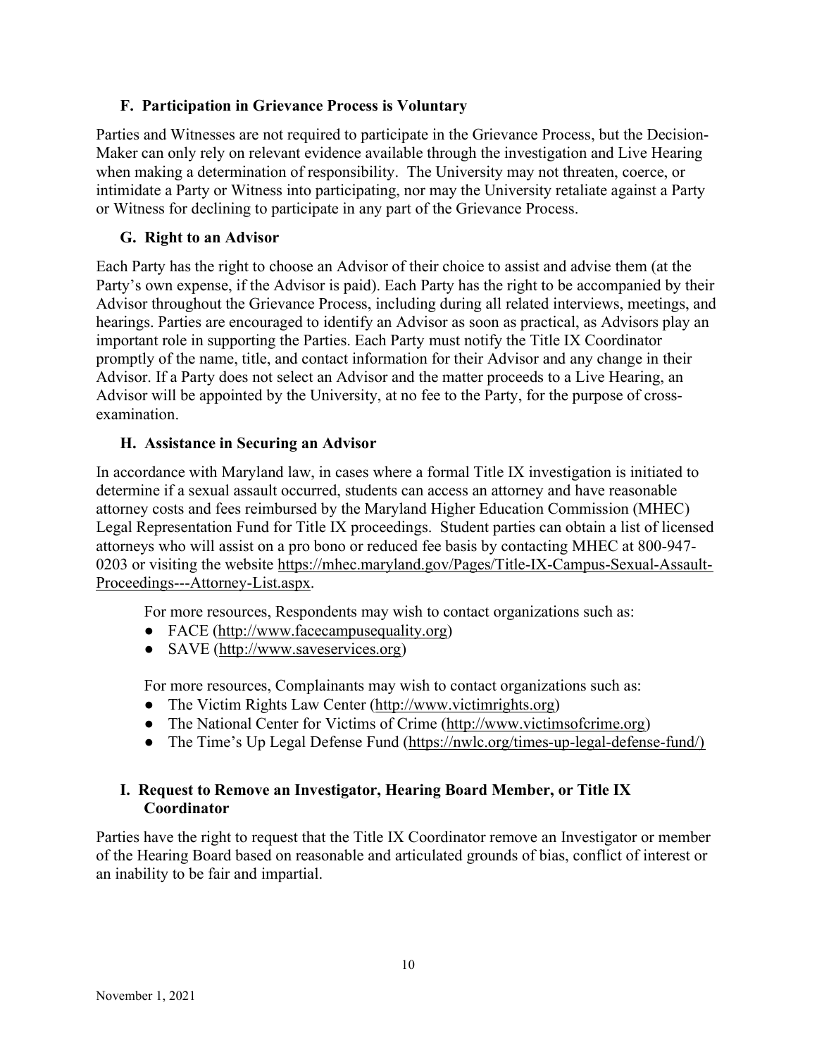### F. Participation in Grievance Process is Voluntary

Parties and Witnesses are not required to participate in the Grievance Process, but the Decision-Maker can only rely on relevant evidence available through the investigation and Live Hearing when making a determination of responsibility. The University may not threaten, coerce, or intimidate a Party or Witness into participating, nor may the University retaliate against a Party or Witness for declining to participate in any part of the Grievance Process.

### G. Right to an Advisor

Each Party has the right to choose an Advisor of their choice to assist and advise them (at the Party's own expense, if the Advisor is paid). Each Party has the right to be accompanied by their Advisor throughout the Grievance Process, including during all related interviews, meetings, and hearings. Parties are encouraged to identify an Advisor as soon as practical, as Advisors play an important role in supporting the Parties. Each Party must notify the Title IX Coordinator promptly of the name, title, and contact information for their Advisor and any change in their Advisor. If a Party does not select an Advisor and the matter proceeds to a Live Hearing, an Advisor will be appointed by the University, at no fee to the Party, for the purpose of cross-examination.

### H. Assistance in Securing an Advisor

In accordance with Maryland law, in cases where a formal Title IX investigation is initiated to determine if a sexual assault occurred, students can access an attorney and have reasonable attorney costs and fees reimbursed by the Maryland Higher Education Commission (MHEC) Legal Representation Fund for Title IX proceedings. Student parties can obtain a list of licensed attorneys who will assist on a pro bono or reduced fee basis by contacting MHEC at 800-947-0203 or visiting the website https://mhec.maryland.gov/Pages/Title-IX-Campus-Sexual-Assault-Proceedings---Attorney-List.aspx.

For more resources, Respondents may wish to contact organizations such as:

- FACE (http://www.facecampusequality.org)
- SAVE (http://www.saveservices.org)

For more resources, Complainants may wish to contact organizations such as:

- The Victim Rights Law Center (http://www.victimrights.org)
- The National Center for Victims of Crime (http://www.victimsofcrime.org)
- The Time's Up Legal Defense Fund (https://nwlc.org/times-up-legal-defense-fund/)

### I. Request to Remove an Investigator, Hearing Board Member, or Title IX Coordinator

Parties have the right to request that the Title IX Coordinator remove an Investigator or member of the Hearing Board based on reasonable and articulated grounds of bias, conflict of interest or an inability to be fair and impartial.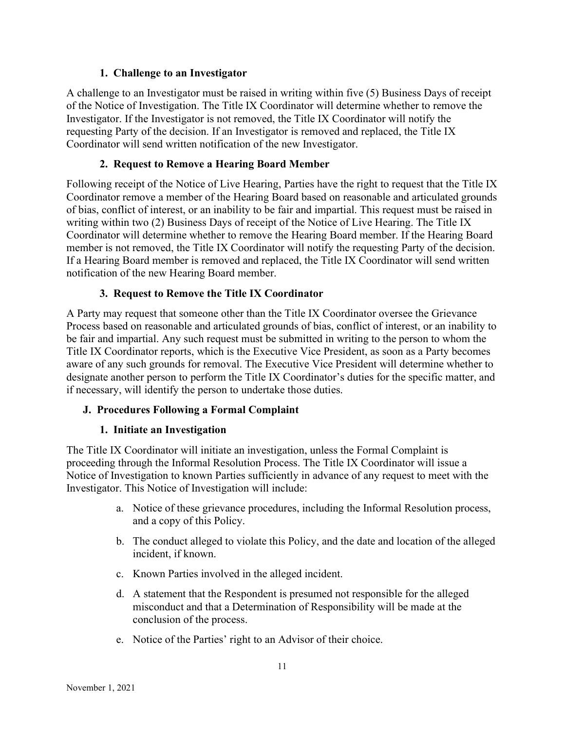### 1. Challenge to an Investigator

A challenge to an Investigator must be raised in writing within five (5) Business Days of receipt of the Notice of Investigation. The Title IX Coordinator will determine whether to remove the Investigator. If the Investigator is not removed, the Title IX Coordinator will notify the requesting Party of the decision. If an Investigator is removed and replaced, the Title IX Coordinator will send written notification of the new Investigator.

### 2. Request to Remove a Hearing Board Member

Following receipt of the Notice of Live Hearing, Parties have the right to request that the Title IX Coordinator remove a member of the Hearing Board based on reasonable and articulated grounds of bias, conflict of interest, or an inability to be fair and impartial. This request must be raised in writing within two (2) Business Days of receipt of the Notice of Live Hearing. The Title IX Coordinator will determine whether to remove the Hearing Board member. If the Hearing Board member is not removed, the Title IX Coordinator will notify the requesting Party of the decision. If a Hearing Board member is removed and replaced, the Title IX Coordinator will send written notification of the new Hearing Board member.

### 3. Request to Remove the Title IX Coordinator

A Party may request that someone other than the Title IX Coordinator oversee the Grievance Process based on reasonable and articulated grounds of bias, conflict of interest, or an inability to be fair and impartial. Any such request must be submitted in writing to the person to whom the Title IX Coordinator reports, which is the Executive Vice President, as soon as a Party becomes aware of any such grounds for removal. The Executive Vice President will determine whether to designate another person to perform the Title IX Coordinator's duties for the specific matter, and if necessary, will identify the person to undertake those duties.

## J. Procedures Following a Formal Complaint

### 1. Initiate an Investigation

The Title IX Coordinator will initiate an investigation, unless the Formal Complaint is proceeding through the Informal Resolution Process. The Title IX Coordinator will issue a Notice of Investigation to known Parties sufficiently in advance of any request to meet with the Investigator. This Notice of Investigation will include:

a. Notice of these grievance procedures, including the Informal Resolution process, and a copy of this Policy.

b. The conduct alleged to violate this Policy, and the date and location of the alleged incident, if known.

c. Known Parties involved in the alleged incident.

d. A statement that the Respondent is presumed not responsible for the alleged misconduct and that a Determination of Responsibility will be made at the conclusion of the process.

e. Notice of the Parties' right to an Advisor of their choice.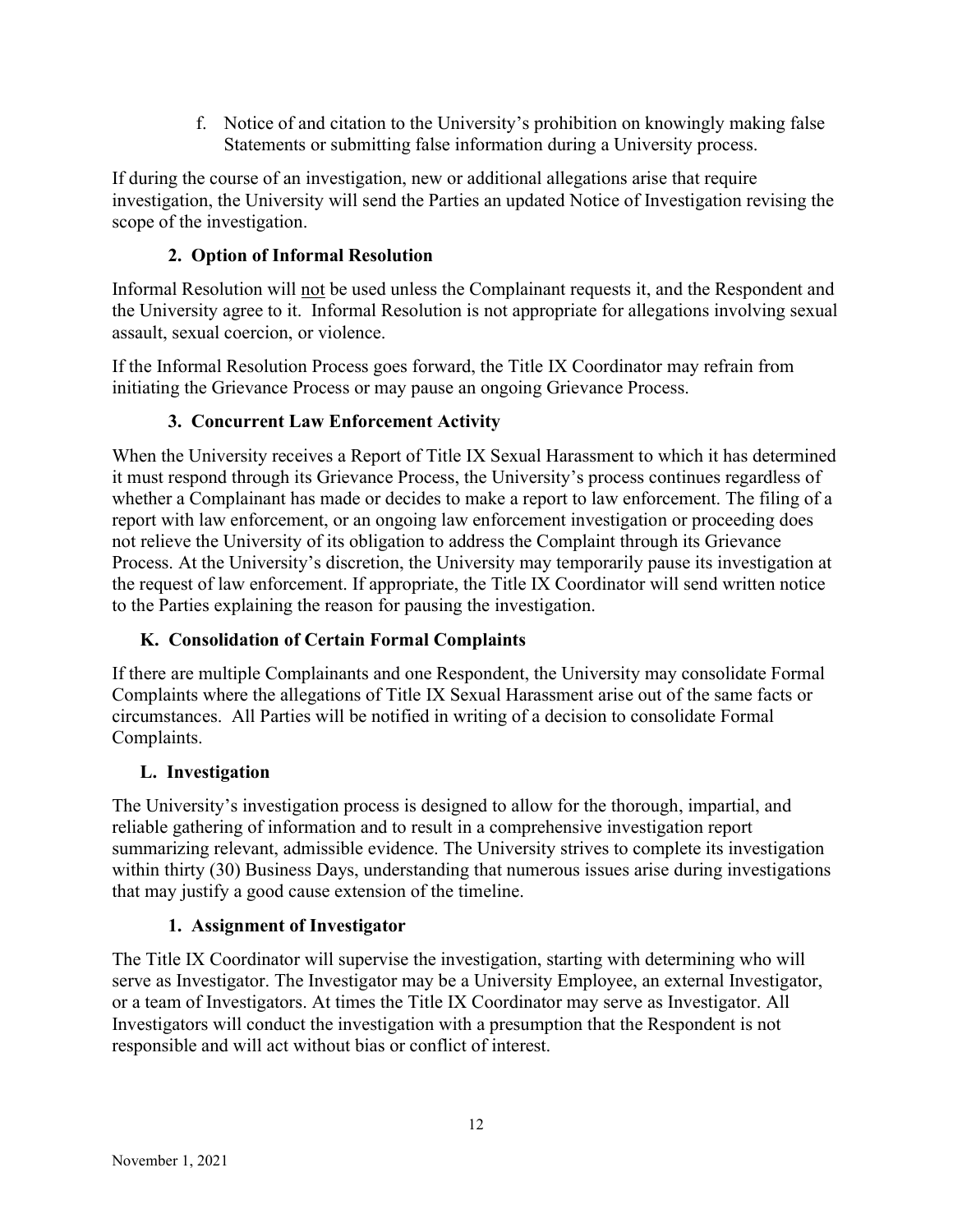f. Notice of and citation to the University's prohibition on knowingly making false Statements or submitting false information during a University process.

If during the course of an investigation, new or additional allegations arise that require investigation, the University will send the Parties an updated Notice of Investigation revising the scope of the investigation.

### 2. Option of Informal Resolution

Informal Resolution will <u>not</u> be used unless the Complainant requests it, and the Respondent and the University agree to it. Informal Resolution is not appropriate for allegations involving sexual assault, sexual coercion, or violence.

If the Informal Resolution Process goes forward, the Title IX Coordinator may refrain from initiating the Grievance Process or may pause an ongoing Grievance Process.

### 3. Concurrent Law Enforcement Activity

When the University receives a Report of Title IX Sexual Harassment to which it has determined it must respond through its Grievance Process, the University's process continues regardless of whether a Complainant has made or decides to make a report to law enforcement. The filing of a report with law enforcement, or an ongoing law enforcement investigation or proceeding does not relieve the University of its obligation to address the Complaint through its Grievance Process. At the University's discretion, the University may temporarily pause its investigation at the request of law enforcement. If appropriate, the Title IX Coordinator will send written notice to the Parties explaining the reason for pausing the investigation.

## K. Consolidation of Certain Formal Complaints

If there are multiple Complainants and one Respondent, the University may consolidate Formal Complaints where the allegations of Title IX Sexual Harassment arise out of the same facts or circumstances. All Parties will be notified in writing of a decision to consolidate Formal Complaints.

## L. Investigation

The University's investigation process is designed to allow for the thorough, impartial, and reliable gathering of information and to result in a comprehensive investigation report summarizing relevant, admissible evidence. The University strives to complete its investigation within thirty (30) Business Days, understanding that numerous issues arise during investigations that may justify a good cause extension of the timeline.

### 1. Assignment of Investigator

The Title IX Coordinator will supervise the investigation, starting with determining who will serve as Investigator. The Investigator may be a University Employee, an external Investigator, or a team of Investigators. At times the Title IX Coordinator may serve as Investigator. All Investigators will conduct the investigation with a presumption that the Respondent is not responsible and will act without bias or conflict of interest.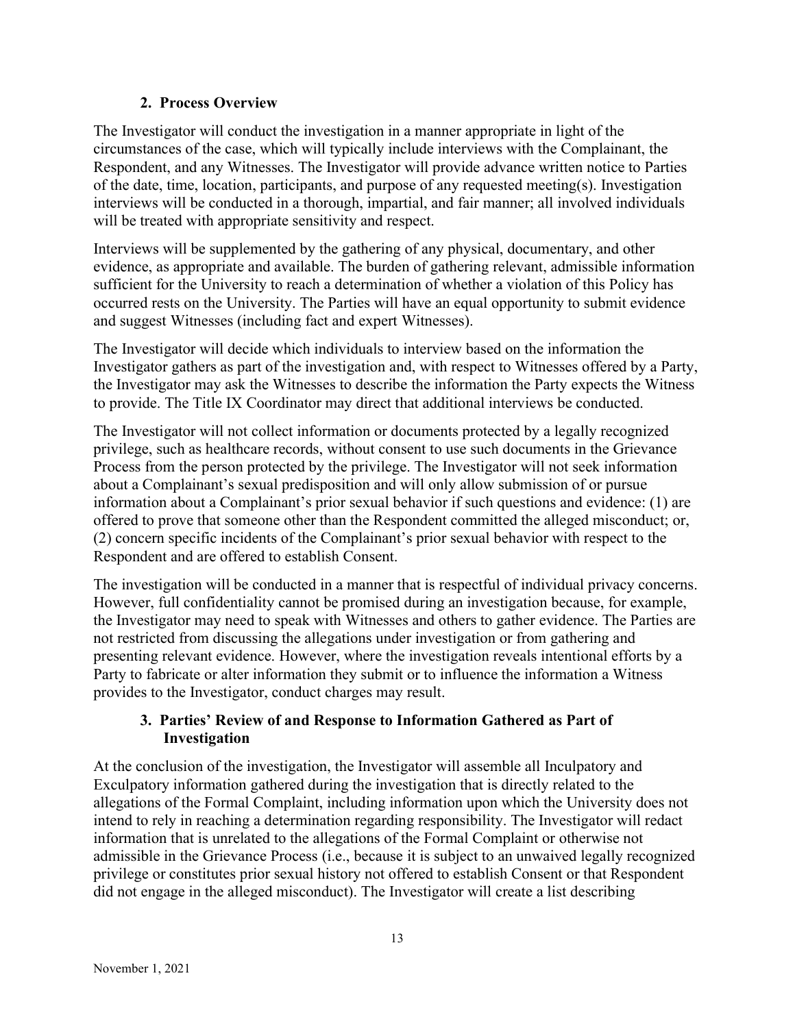### 2. Process Overview

The Investigator will conduct the investigation in a manner appropriate in light of the circumstances of the case, which will typically include interviews with the Complainant, the Respondent, and any Witnesses. The Investigator will provide advance written notice to Parties of the date, time, location, participants, and purpose of any requested meeting(s). Investigation interviews will be conducted in a thorough, impartial, and fair manner; all involved individuals will be treated with appropriate sensitivity and respect.

Interviews will be supplemented by the gathering of any physical, documentary, and other evidence, as appropriate and available. The burden of gathering relevant, admissible information sufficient for the University to reach a determination of whether a violation of this Policy has occurred rests on the University. The Parties will have an equal opportunity to submit evidence and suggest Witnesses (including fact and expert Witnesses).

The Investigator will decide which individuals to interview based on the information the Investigator gathers as part of the investigation and, with respect to Witnesses offered by a Party, the Investigator may ask the Witnesses to describe the information the Party expects the Witness to provide. The Title IX Coordinator may direct that additional interviews be conducted.

The Investigator will not collect information or documents protected by a legally recognized privilege, such as healthcare records, without consent to use such documents in the Grievance Process from the person protected by the privilege. The Investigator will not seek information about a Complainant's sexual predisposition and will only allow submission of or pursue information about a Complainant's prior sexual behavior if such questions and evidence: (1) are offered to prove that someone other than the Respondent committed the alleged misconduct; or, (2) concern specific incidents of the Complainant's prior sexual behavior with respect to the Respondent and are offered to establish Consent.

The investigation will be conducted in a manner that is respectful of individual privacy concerns. However, full confidentiality cannot be promised during an investigation because, for example, the Investigator may need to speak with Witnesses and others to gather evidence. The Parties are not restricted from discussing the allegations under investigation or from gathering and presenting relevant evidence. However, where the investigation reveals intentional efforts by a Party to fabricate or alter information they submit or to influence the information a Witness provides to the Investigator, conduct charges may result.

### 3. Parties' Review of and Response to Information Gathered as Part of Investigation

At the conclusion of the investigation, the Investigator will assemble all Inculpatory and Exculpatory information gathered during the investigation that is directly related to the allegations of the Formal Complaint, including information upon which the University does not intend to rely in reaching a determination regarding responsibility. The Investigator will redact information that is unrelated to the allegations of the Formal Complaint or otherwise not admissible in the Grievance Process (i.e., because it is subject to an unwaived legally recognized privilege or constitutes prior sexual history not offered to establish Consent or that Respondent did not engage in the alleged misconduct). The Investigator will create a list describing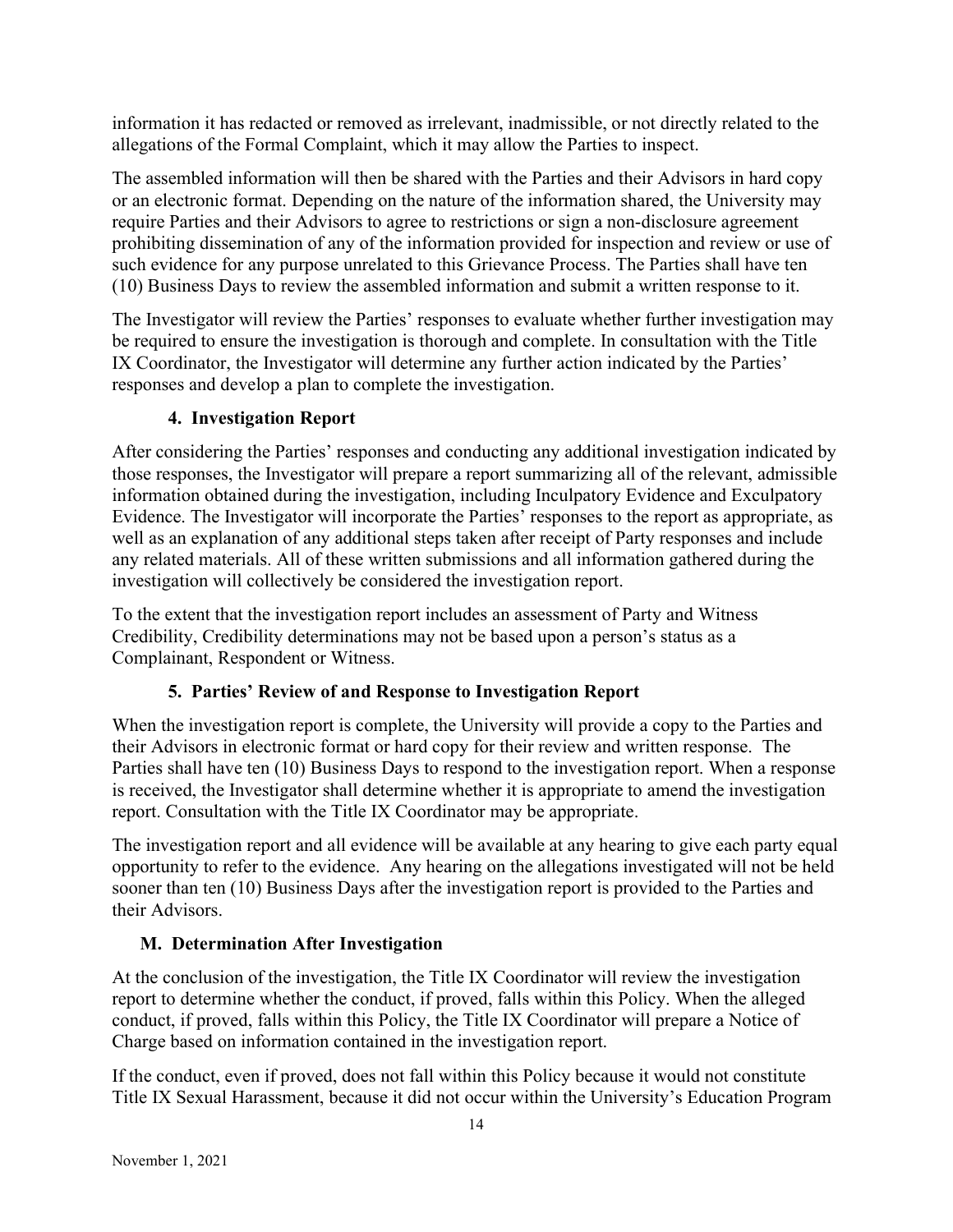information it has redacted or removed as irrelevant, inadmissible, or not directly related to the allegations of the Formal Complaint, which it may allow the Parties to inspect.

The assembled information will then be shared with the Parties and their Advisors in hard copy or an electronic format. Depending on the nature of the information shared, the University may require Parties and their Advisors to agree to restrictions or sign a non-disclosure agreement prohibiting dissemination of any of the information provided for inspection and review or use of such evidence for any purpose unrelated to this Grievance Process. The Parties shall have ten (10) Business Days to review the assembled information and submit a written response to it.

The Investigator will review the Parties' responses to evaluate whether further investigation may be required to ensure the investigation is thorough and complete. In consultation with the Title IX Coordinator, the Investigator will determine any further action indicated by the Parties' responses and develop a plan to complete the investigation.

#### 4. Investigation Report

After considering the Parties' responses and conducting any additional investigation indicated by those responses, the Investigator will prepare a report summarizing all of the relevant, admissible information obtained during the investigation, including Inculpatory Evidence and Exculpatory Evidence. The Investigator will incorporate the Parties' responses to the report as appropriate, as well as an explanation of any additional steps taken after receipt of Party responses and include any related materials. All of these written submissions and all information gathered during the investigation will collectively be considered the investigation report.

To the extent that the investigation report includes an assessment of Party and Witness Credibility, Credibility determinations may not be based upon a person's status as a Complainant, Respondent or Witness.

#### 5. Parties' Review of and Response to Investigation Report

When the investigation report is complete, the University will provide a copy to the Parties and their Advisors in electronic format or hard copy for their review and written response. The Parties shall have ten (10) Business Days to respond to the investigation report. When a response is received, the Investigator shall determine whether it is appropriate to amend the investigation report. Consultation with the Title IX Coordinator may be appropriate.

The investigation report and all evidence will be available at any hearing to give each party equal opportunity to refer to the evidence. Any hearing on the allegations investigated will not be held sooner than ten (10) Business Days after the investigation report is provided to the Parties and their Advisors.

### M. Determination After Investigation

At the conclusion of the investigation, the Title IX Coordinator will review the investigation report to determine whether the conduct, if proved, falls within this Policy. When the alleged conduct, if proved, falls within this Policy, the Title IX Coordinator will prepare a Notice of Charge based on information contained in the investigation report.

If the conduct, even if proved, does not fall within this Policy because it would not constitute Title IX Sexual Harassment, because it did not occur within the University's Education Program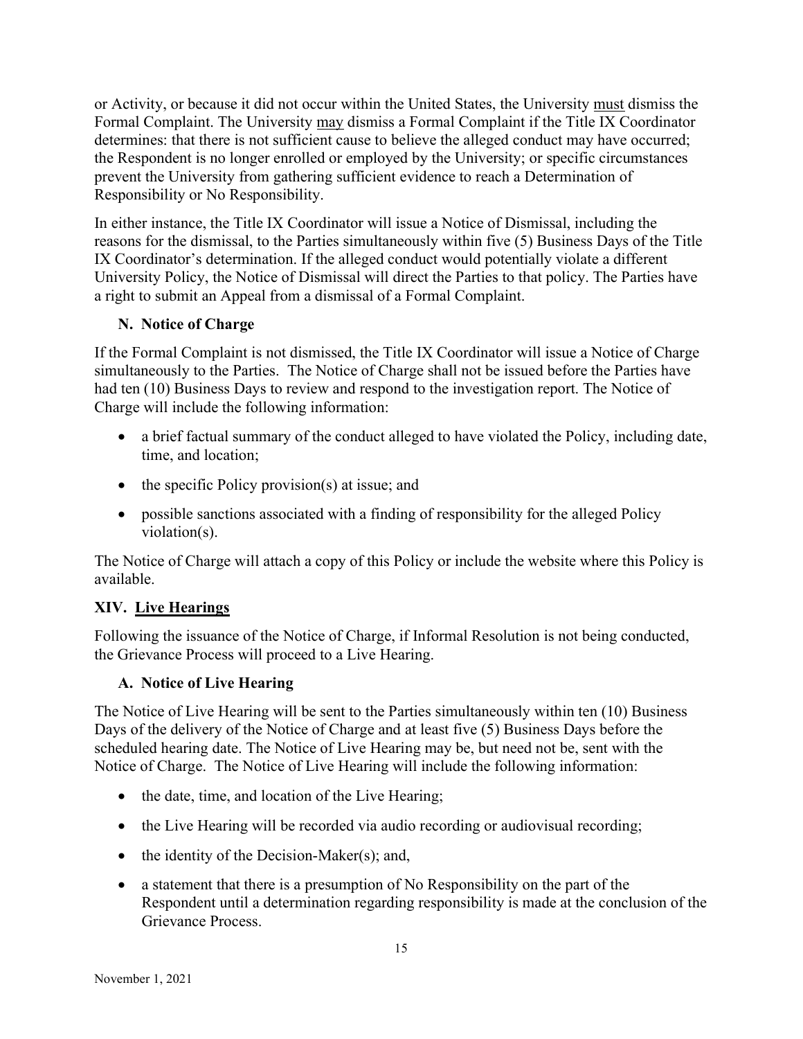or Activity, or because it did not occur within the United States, the University must dismiss the Formal Complaint. The University may dismiss a Formal Complaint if the Title IX Coordinator determines: that there is not sufficient cause to believe the alleged conduct may have occurred; the Respondent is no longer enrolled or employed by the University; or specific circumstances prevent the University from gathering sufficient evidence to reach a Determination of Responsibility or No Responsibility.

In either instance, the Title IX Coordinator will issue a Notice of Dismissal, including the reasons for the dismissal, to the Parties simultaneously within five (5) Business Days of the Title IX Coordinator's determination. If the alleged conduct would potentially violate a different University Policy, the Notice of Dismissal will direct the Parties to that policy. The Parties have a right to submit an Appeal from a dismissal of a Formal Complaint.

### N. Notice of Charge

If the Formal Complaint is not dismissed, the Title IX Coordinator will issue a Notice of Charge simultaneously to the Parties. The Notice of Charge shall not be issued before the Parties have had ten (10) Business Days to review and respond to the investigation report. The Notice of Charge will include the following information:

- a brief factual summary of the conduct alleged to have violated the Policy, including date, time, and location;
- the specific Policy provision(s) at issue; and
- possible sanctions associated with a finding of responsibility for the alleged Policy violation(s).

The Notice of Charge will attach a copy of this Policy or include the website where this Policy is available.

## XIV. Live Hearings

Following the issuance of the Notice of Charge, if Informal Resolution is not being conducted, the Grievance Process will proceed to a Live Hearing.

### A. Notice of Live Hearing

The Notice of Live Hearing will be sent to the Parties simultaneously within ten (10) Business Days of the delivery of the Notice of Charge and at least five (5) Business Days before the scheduled hearing date. The Notice of Live Hearing may be, but need not be, sent with the Notice of Charge. The Notice of Live Hearing will include the following information:

- the date, time, and location of the Live Hearing;
- the Live Hearing will be recorded via audio recording or audiovisual recording;
- the identity of the Decision-Maker(s); and,
- a statement that there is a presumption of No Responsibility on the part of the Respondent until a determination regarding responsibility is made at the conclusion of the Grievance Process.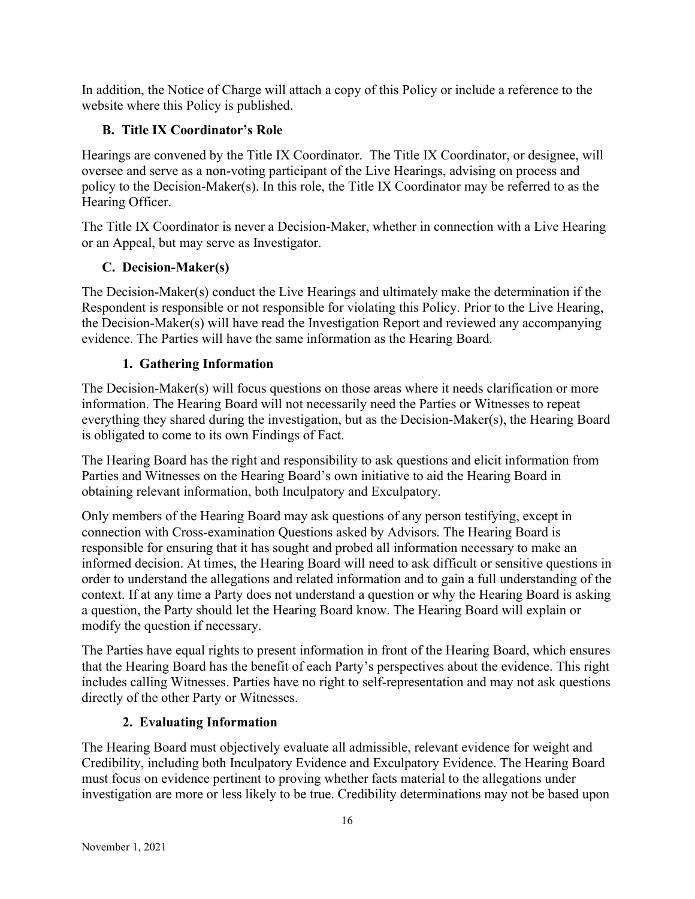In addition, the Notice of Charge will attach a copy of this Policy or include a reference to the website where this Policy is published.

### B. Title IX Coordinator's Role

Hearings are convened by the Title IX Coordinator. The Title IX Coordinator, or designee, will oversee and serve as a non-voting participant of the Live Hearings, advising on process and policy to the Decision-Maker(s). In this role, the Title IX Coordinator may be referred to as the Hearing Officer.

The Title IX Coordinator is never a Decision-Maker, whether in connection with a Live Hearing or an Appeal, but may serve as Investigator.

### C. Decision-Maker(s)

The Decision-Maker(s) conduct the Live Hearings and ultimately make the determination if the Respondent is responsible or not responsible for violating this Policy. Prior to the Live Hearing, the Decision-Maker(s) will have read the Investigation Report and reviewed any accompanying evidence. The Parties will have the same information as the Hearing Board.

#### 1. Gathering Information

The Decision-Maker(s) will focus questions on those areas where it needs clarification or more information. The Hearing Board will not necessarily need the Parties or Witnesses to repeat everything they shared during the investigation, but as the Decision-Maker(s), the Hearing Board is obligated to come to its own Findings of Fact.

The Hearing Board has the right and responsibility to ask questions and elicit information from Parties and Witnesses on the Hearing Board's own initiative to aid the Hearing Board in obtaining relevant information, both Inculpatory and Exculpatory.

Only members of the Hearing Board may ask questions of any person testifying, except in connection with Cross-examination Questions asked by Advisors. The Hearing Board is responsible for ensuring that it has sought and probed all information necessary to make an informed decision. At times, the Hearing Board will need to ask difficult or sensitive questions in order to understand the allegations and related information and to gain a full understanding of the context. If at any time a Party does not understand a question or why the Hearing Board is asking a question, the Party should let the Hearing Board know. The Hearing Board will explain or modify the question if necessary.

The Parties have equal rights to present information in front of the Hearing Board, which ensures that the Hearing Board has the benefit of each Party's perspectives about the evidence. This right includes calling Witnesses. Parties have no right to self-representation and may not ask questions directly of the other Party or Witnesses.

#### 2. Evaluating Information

The Hearing Board must objectively evaluate all admissible, relevant evidence for weight and Credibility, including both Inculpatory Evidence and Exculpatory Evidence. The Hearing Board must focus on evidence pertinent to proving whether facts material to the allegations under investigation are more or less likely to be true. Credibility determinations may not be based upon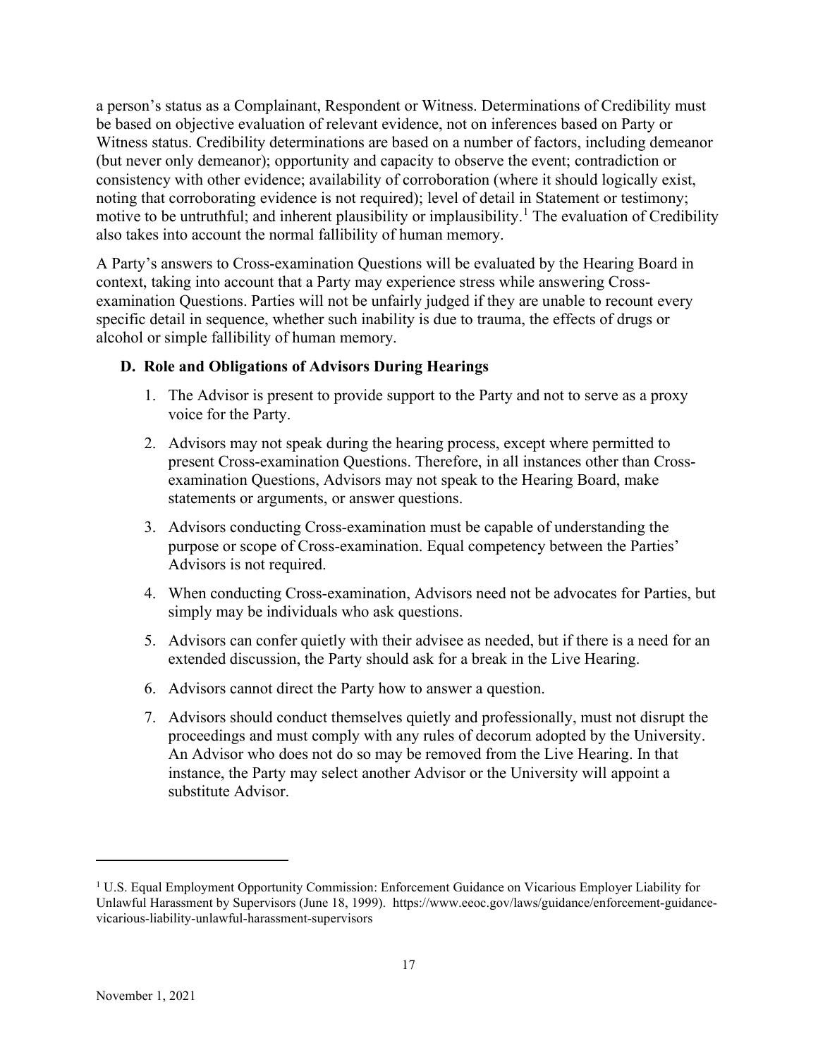a person's status as a Complainant, Respondent or Witness. Determinations of Credibility must be based on objective evaluation of relevant evidence, not on inferences based on Party or Witness status. Credibility determinations are based on a number of factors, including demeanor (but never only demeanor); opportunity and capacity to observe the event; contradiction or consistency with other evidence; availability of corroboration (where it should logically exist, noting that corroborating evidence is not required); level of detail in Statement or testimony; motive to be untruthful; and inherent plausibility or implausibility.[1] The evaluation of Credibility also takes into account the normal fallibility of human memory.

A Party's answers to Cross-examination Questions will be evaluated by the Hearing Board in context, taking into account that a Party may experience stress while answering Cross-examination Questions. Parties will not be unfairly judged if they are unable to recount every specific detail in sequence, whether such inability is due to trauma, the effects of drugs or alcohol or simple fallibility of human memory.

### D. Role and Obligations of Advisors During Hearings

1. The Advisor is present to provide support to the Party and not to serve as a proxy voice for the Party.
2. Advisors may not speak during the hearing process, except where permitted to present Cross-examination Questions. Therefore, in all instances other than Cross-examination Questions, Advisors may not speak to the Hearing Board, make statements or arguments, or answer questions.
3. Advisors conducting Cross-examination must be capable of understanding the purpose or scope of Cross-examination. Equal competency between the Parties' Advisors is not required.
4. When conducting Cross-examination, Advisors need not be advocates for Parties, but simply may be individuals who ask questions.
5. Advisors can confer quietly with their advisee as needed, but if there is a need for an extended discussion, the Party should ask for a break in the Live Hearing.
6. Advisors cannot direct the Party how to answer a question.
7. Advisors should conduct themselves quietly and professionally, must not disrupt the proceedings and must comply with any rules of decorum adopted by the University. An Advisor who does not do so may be removed from the Live Hearing. In that instance, the Party may select another Advisor or the University will appoint a substitute Advisor.

---

[1] U.S. Equal Employment Opportunity Commission: Enforcement Guidance on Vicarious Employer Liability for Unlawful Harassment by Supervisors (June 18, 1999). https://www.eeoc.gov/laws/guidance/enforcement-guidance-vicarious-liability-unlawful-harassment-supervisors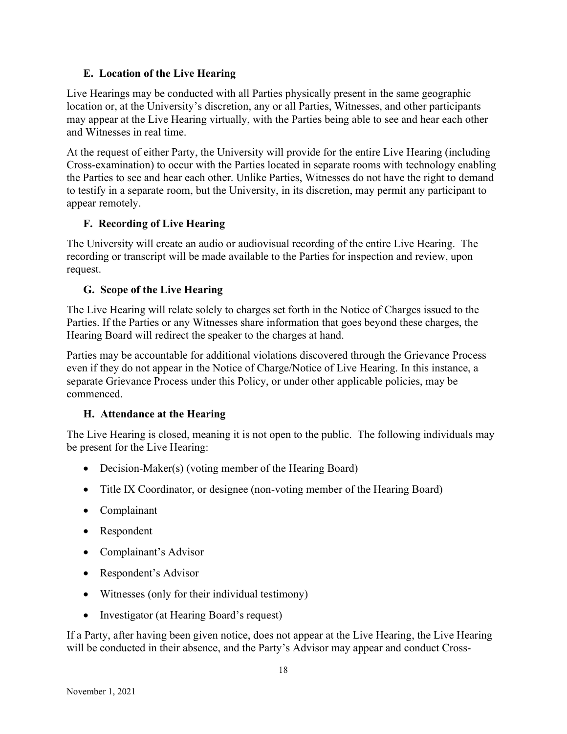### E. Location of the Live Hearing

Live Hearings may be conducted with all Parties physically present in the same geographic location or, at the University's discretion, any or all Parties, Witnesses, and other participants may appear at the Live Hearing virtually, with the Parties being able to see and hear each other and Witnesses in real time.

At the request of either Party, the University will provide for the entire Live Hearing (including Cross-examination) to occur with the Parties located in separate rooms with technology enabling the Parties to see and hear each other. Unlike Parties, Witnesses do not have the right to demand to testify in a separate room, but the University, in its discretion, may permit any participant to appear remotely.

### F. Recording of Live Hearing

The University will create an audio or audiovisual recording of the entire Live Hearing. The recording or transcript will be made available to the Parties for inspection and review, upon request.

### G. Scope of the Live Hearing

The Live Hearing will relate solely to charges set forth in the Notice of Charges issued to the Parties. If the Parties or any Witnesses share information that goes beyond these charges, the Hearing Board will redirect the speaker to the charges at hand.

Parties may be accountable for additional violations discovered through the Grievance Process even if they do not appear in the Notice of Charge/Notice of Live Hearing. In this instance, a separate Grievance Process under this Policy, or under other applicable policies, may be commenced.

### H. Attendance at the Hearing

The Live Hearing is closed, meaning it is not open to the public. The following individuals may be present for the Live Hearing:

- Decision-Maker(s) (voting member of the Hearing Board)
- Title IX Coordinator, or designee (non-voting member of the Hearing Board)
- Complainant
- Respondent
- Complainant's Advisor
- Respondent's Advisor
- Witnesses (only for their individual testimony)
- Investigator (at Hearing Board's request)

If a Party, after having been given notice, does not appear at the Live Hearing, the Live Hearing will be conducted in their absence, and the Party's Advisor may appear and conduct Cross-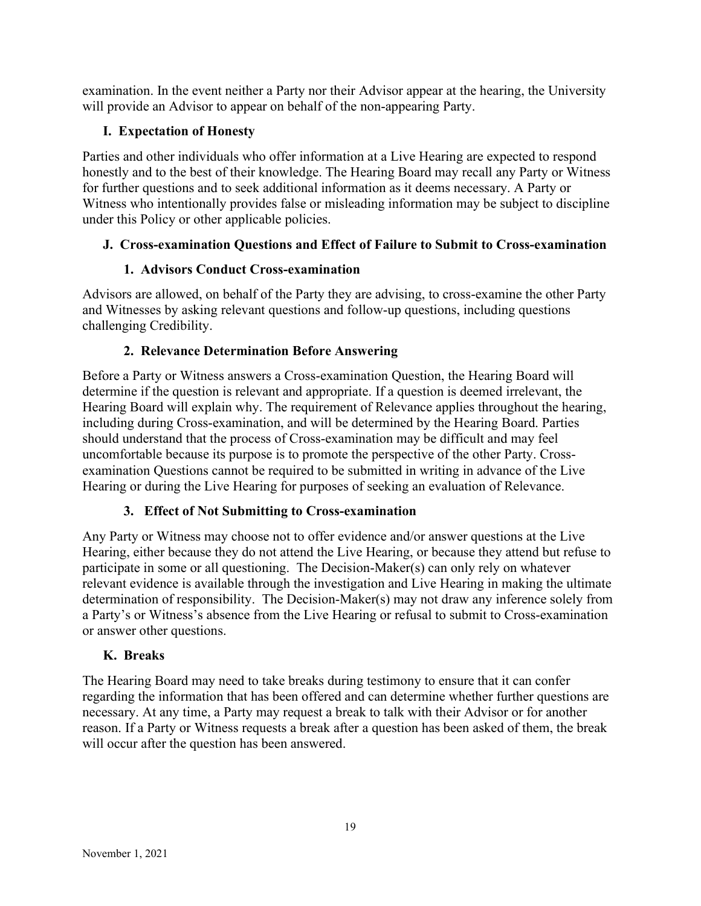examination. In the event neither a Party nor their Advisor appear at the hearing, the University will provide an Advisor to appear on behalf of the non-appearing Party.

### I. Expectation of Honesty

Parties and other individuals who offer information at a Live Hearing are expected to respond honestly and to the best of their knowledge. The Hearing Board may recall any Party or Witness for further questions and to seek additional information as it deems necessary. A Party or Witness who intentionally provides false or misleading information may be subject to discipline under this Policy or other applicable policies.

### J. Cross-examination Questions and Effect of Failure to Submit to Cross-examination

#### 1. Advisors Conduct Cross-examination

Advisors are allowed, on behalf of the Party they are advising, to cross-examine the other Party and Witnesses by asking relevant questions and follow-up questions, including questions challenging Credibility.

#### 2. Relevance Determination Before Answering

Before a Party or Witness answers a Cross-examination Question, the Hearing Board will determine if the question is relevant and appropriate. If a question is deemed irrelevant, the Hearing Board will explain why. The requirement of Relevance applies throughout the hearing, including during Cross-examination, and will be determined by the Hearing Board. Parties should understand that the process of Cross-examination may be difficult and may feel uncomfortable because its purpose is to promote the perspective of the other Party. Cross-examination Questions cannot be required to be submitted in writing in advance of the Live Hearing or during the Live Hearing for purposes of seeking an evaluation of Relevance.

#### 3. Effect of Not Submitting to Cross-examination

Any Party or Witness may choose not to offer evidence and/or answer questions at the Live Hearing, either because they do not attend the Live Hearing, or because they attend but refuse to participate in some or all questioning. The Decision-Maker(s) can only rely on whatever relevant evidence is available through the investigation and Live Hearing in making the ultimate determination of responsibility. The Decision-Maker(s) may not draw any inference solely from a Party's or Witness's absence from the Live Hearing or refusal to submit to Cross-examination or answer other questions.

### K. Breaks

The Hearing Board may need to take breaks during testimony to ensure that it can confer regarding the information that has been offered and can determine whether further questions are necessary. At any time, a Party may request a break to talk with their Advisor or for another reason. If a Party or Witness requests a break after a question has been asked of them, the break will occur after the question has been answered.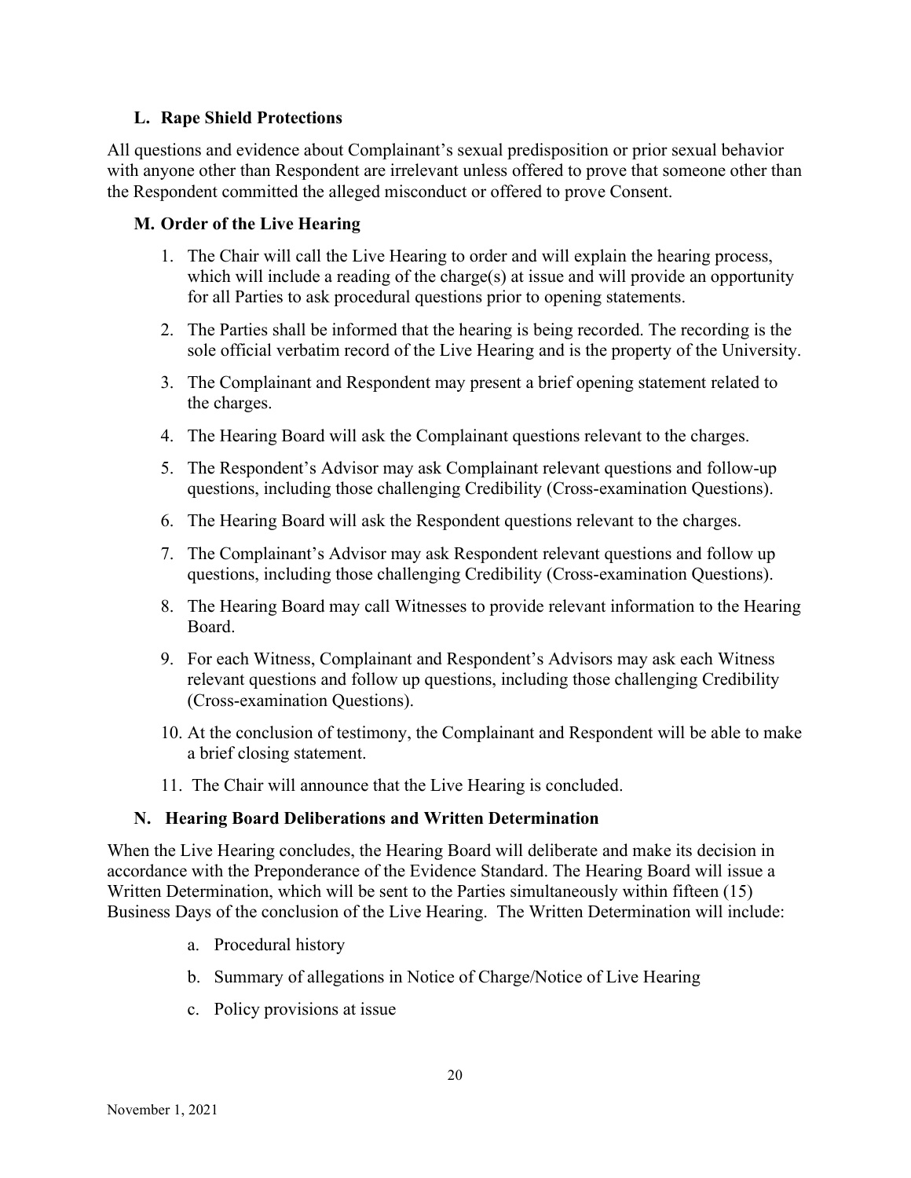### L. Rape Shield Protections

All questions and evidence about Complainant's sexual predisposition or prior sexual behavior with anyone other than Respondent are irrelevant unless offered to prove that someone other than the Respondent committed the alleged misconduct or offered to prove Consent.

### M. Order of the Live Hearing

1. The Chair will call the Live Hearing to order and will explain the hearing process, which will include a reading of the charge(s) at issue and will provide an opportunity for all Parties to ask procedural questions prior to opening statements.
2. The Parties shall be informed that the hearing is being recorded. The recording is the sole official verbatim record of the Live Hearing and is the property of the University.
3. The Complainant and Respondent may present a brief opening statement related to the charges.
4. The Hearing Board will ask the Complainant questions relevant to the charges.
5. The Respondent's Advisor may ask Complainant relevant questions and follow-up questions, including those challenging Credibility (Cross-examination Questions).
6. The Hearing Board will ask the Respondent questions relevant to the charges.
7. The Complainant's Advisor may ask Respondent relevant questions and follow up questions, including those challenging Credibility (Cross-examination Questions).
8. The Hearing Board may call Witnesses to provide relevant information to the Hearing Board.
9. For each Witness, Complainant and Respondent's Advisors may ask each Witness relevant questions and follow up questions, including those challenging Credibility (Cross-examination Questions).
10. At the conclusion of testimony, the Complainant and Respondent will be able to make a brief closing statement.
11. The Chair will announce that the Live Hearing is concluded.

### N. Hearing Board Deliberations and Written Determination

When the Live Hearing concludes, the Hearing Board will deliberate and make its decision in accordance with the Preponderance of the Evidence Standard. The Hearing Board will issue a Written Determination, which will be sent to the Parties simultaneously within fifteen (15) Business Days of the conclusion of the Live Hearing. The Written Determination will include:

a. Procedural history
b. Summary of allegations in Notice of Charge/Notice of Live Hearing
c. Policy provisions at issue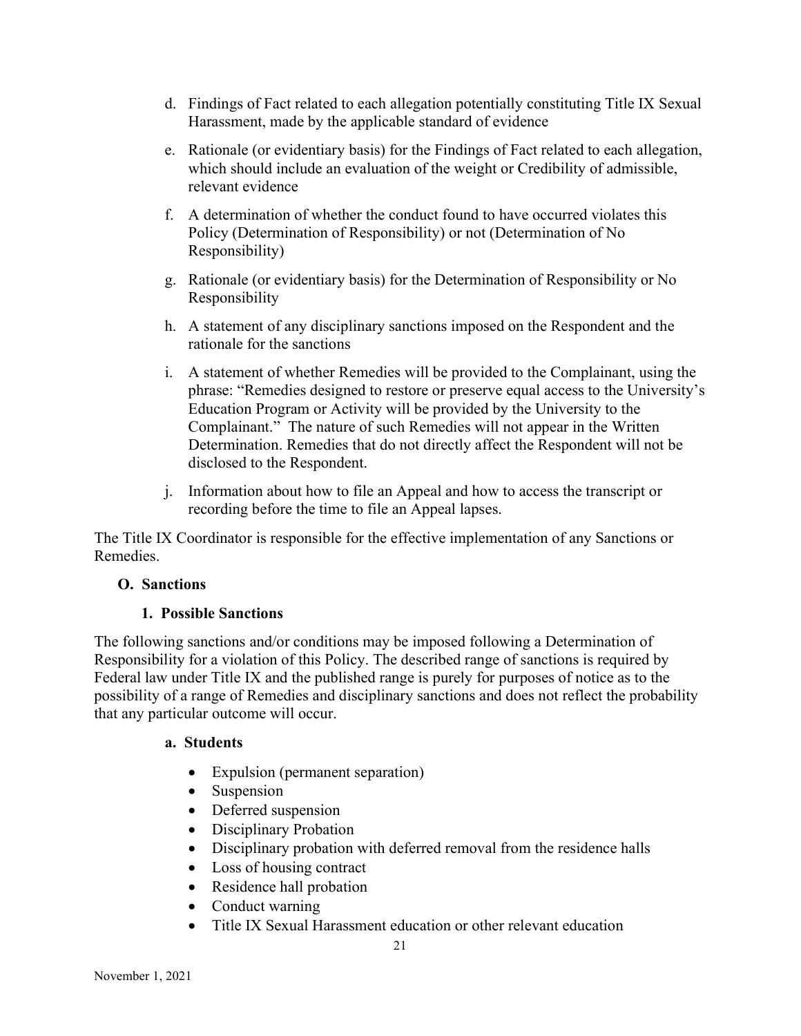d. Findings of Fact related to each allegation potentially constituting Title IX Sexual Harassment, made by the applicable standard of evidence

e. Rationale (or evidentiary basis) for the Findings of Fact related to each allegation, which should include an evaluation of the weight or Credibility of admissible, relevant evidence

f. A determination of whether the conduct found to have occurred violates this Policy (Determination of Responsibility) or not (Determination of No Responsibility)

g. Rationale (or evidentiary basis) for the Determination of Responsibility or No Responsibility

h. A statement of any disciplinary sanctions imposed on the Respondent and the rationale for the sanctions

i. A statement of whether Remedies will be provided to the Complainant, using the phrase: "Remedies designed to restore or preserve equal access to the University's Education Program or Activity will be provided by the University to the Complainant." The nature of such Remedies will not appear in the Written Determination. Remedies that do not directly affect the Respondent will not be disclosed to the Respondent.

j. Information about how to file an Appeal and how to access the transcript or recording before the time to file an Appeal lapses.

The Title IX Coordinator is responsible for the effective implementation of any Sanctions or Remedies.

## O. Sanctions

### 1. Possible Sanctions

The following sanctions and/or conditions may be imposed following a Determination of Responsibility for a violation of this Policy. The described range of sanctions is required by Federal law under Title IX and the published range is purely for purposes of notice as to the possibility of a range of Remedies and disciplinary sanctions and does not reflect the probability that any particular outcome will occur.

#### a. Students

- Expulsion (permanent separation)
- Suspension
- Deferred suspension
- Disciplinary Probation
- Disciplinary probation with deferred removal from the residence halls
- Loss of housing contract
- Residence hall probation
- Conduct warning
- Title IX Sexual Harassment education or other relevant education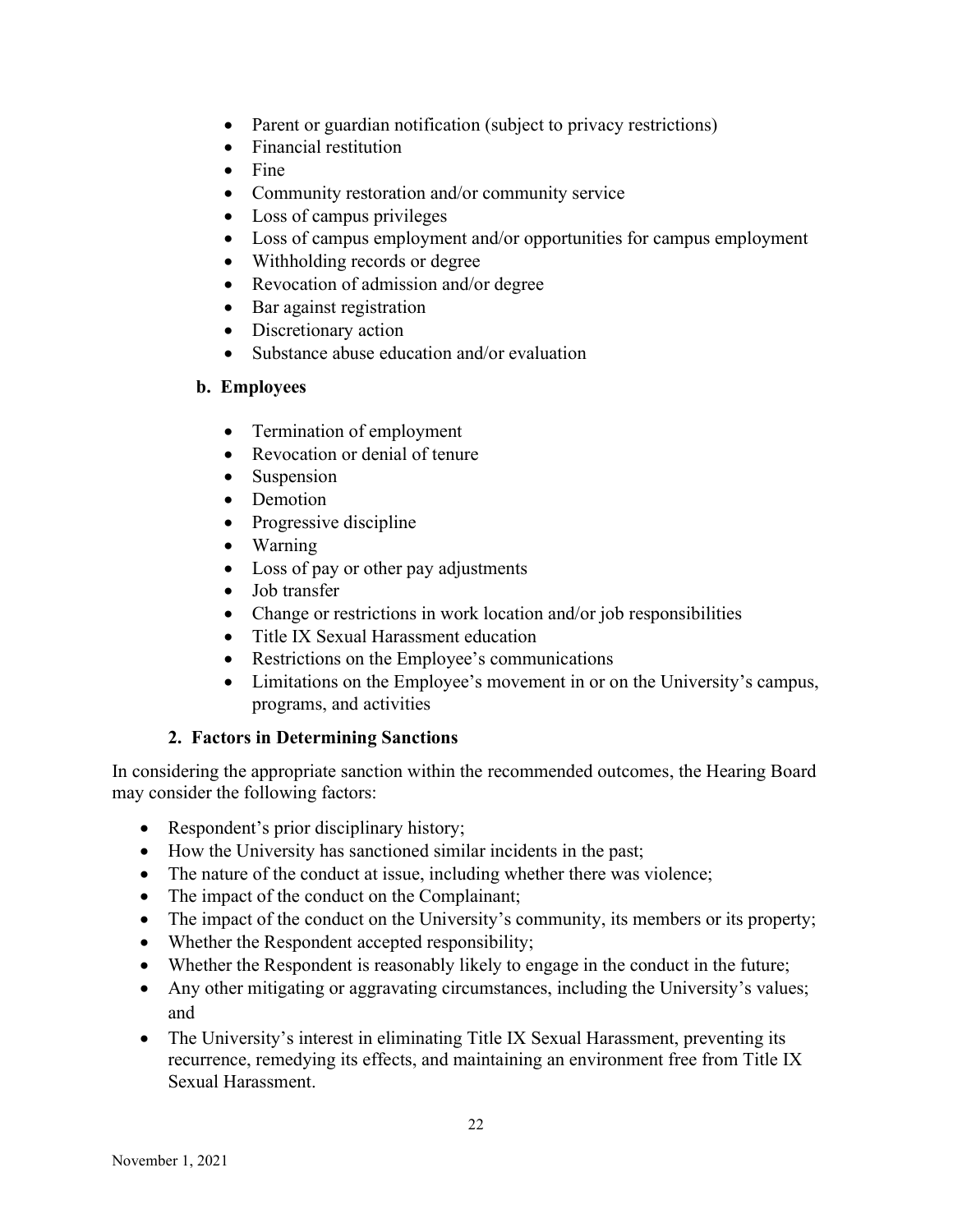- Parent or guardian notification (subject to privacy restrictions)
- Financial restitution
- Fine
- Community restoration and/or community service
- Loss of campus privileges
- Loss of campus employment and/or opportunities for campus employment
- Withholding records or degree
- Revocation of admission and/or degree
- Bar against registration
- Discretionary action
- Substance abuse education and/or evaluation

**b. Employees**

- Termination of employment
- Revocation or denial of tenure
- Suspension
- Demotion
- Progressive discipline
- Warning
- Loss of pay or other pay adjustments
- Job transfer
- Change or restrictions in work location and/or job responsibilities
- Title IX Sexual Harassment education
- Restrictions on the Employee's communications
- Limitations on the Employee's movement in or on the University's campus, programs, and activities

**2. Factors in Determining Sanctions**

In considering the appropriate sanction within the recommended outcomes, the Hearing Board may consider the following factors:

- Respondent's prior disciplinary history;
- How the University has sanctioned similar incidents in the past;
- The nature of the conduct at issue, including whether there was violence;
- The impact of the conduct on the Complainant;
- The impact of the conduct on the University's community, its members or its property;
- Whether the Respondent accepted responsibility;
- Whether the Respondent is reasonably likely to engage in the conduct in the future;
- Any other mitigating or aggravating circumstances, including the University's values; and
- The University's interest in eliminating Title IX Sexual Harassment, preventing its recurrence, remedying its effects, and maintaining an environment free from Title IX Sexual Harassment.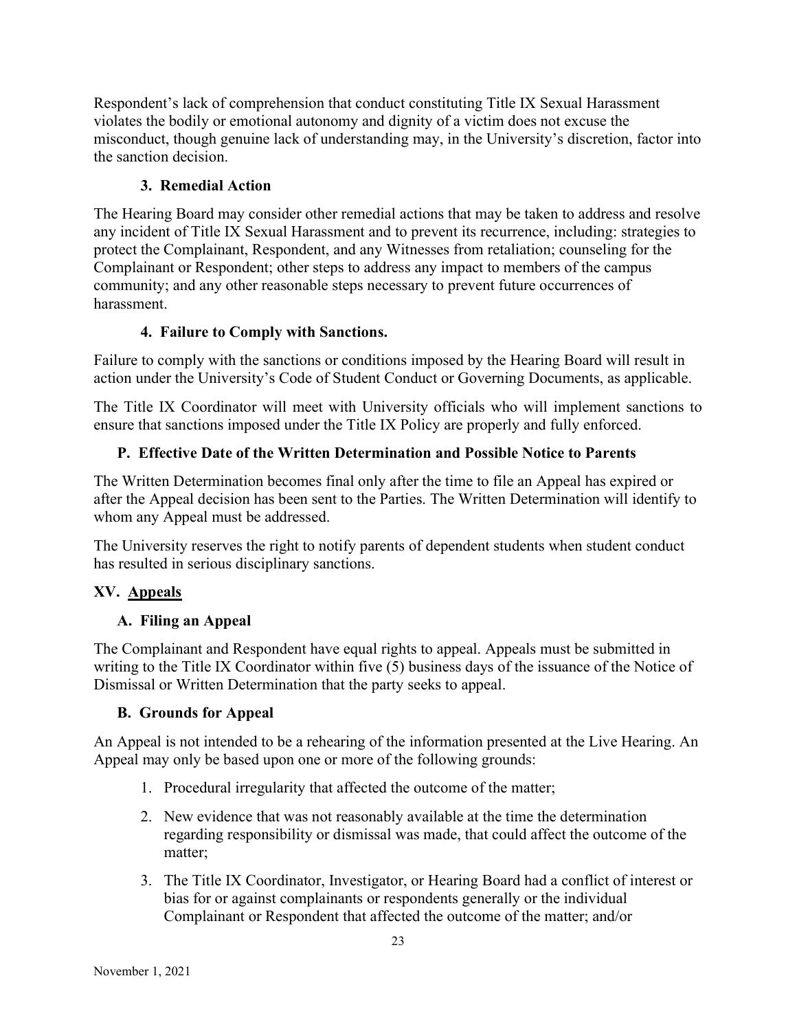Respondent's lack of comprehension that conduct constituting Title IX Sexual Harassment violates the bodily or emotional autonomy and dignity of a victim does not excuse the misconduct, though genuine lack of understanding may, in the University's discretion, factor into the sanction decision.

#### 3. Remedial Action

The Hearing Board may consider other remedial actions that may be taken to address and resolve any incident of Title IX Sexual Harassment and to prevent its recurrence, including: strategies to protect the Complainant, Respondent, and any Witnesses from retaliation; counseling for the Complainant or Respondent; other steps to address any impact to members of the campus community; and any other reasonable steps necessary to prevent future occurrences of harassment.

#### 4. Failure to Comply with Sanctions.

Failure to comply with the sanctions or conditions imposed by the Hearing Board will result in action under the University's Code of Student Conduct or Governing Documents, as applicable.

The Title IX Coordinator will meet with University officials who will implement sanctions to ensure that sanctions imposed under the Title IX Policy are properly and fully enforced.

### P. Effective Date of the Written Determination and Possible Notice to Parents

The Written Determination becomes final only after the time to file an Appeal has expired or after the Appeal decision has been sent to the Parties. The Written Determination will identify to whom any Appeal must be addressed.

The University reserves the right to notify parents of dependent students when student conduct has resulted in serious disciplinary sanctions.

## XV. Appeals

### A. Filing an Appeal

The Complainant and Respondent have equal rights to appeal. Appeals must be submitted in writing to the Title IX Coordinator within five (5) business days of the issuance of the Notice of Dismissal or Written Determination that the party seeks to appeal.

### B. Grounds for Appeal

An Appeal is not intended to be a rehearing of the information presented at the Live Hearing. An Appeal may only be based upon one or more of the following grounds:

1. Procedural irregularity that affected the outcome of the matter;
2. New evidence that was not reasonably available at the time the determination regarding responsibility or dismissal was made, that could affect the outcome of the matter;
3. The Title IX Coordinator, Investigator, or Hearing Board had a conflict of interest or bias for or against complainants or respondents generally or the individual Complainant or Respondent that affected the outcome of the matter; and/or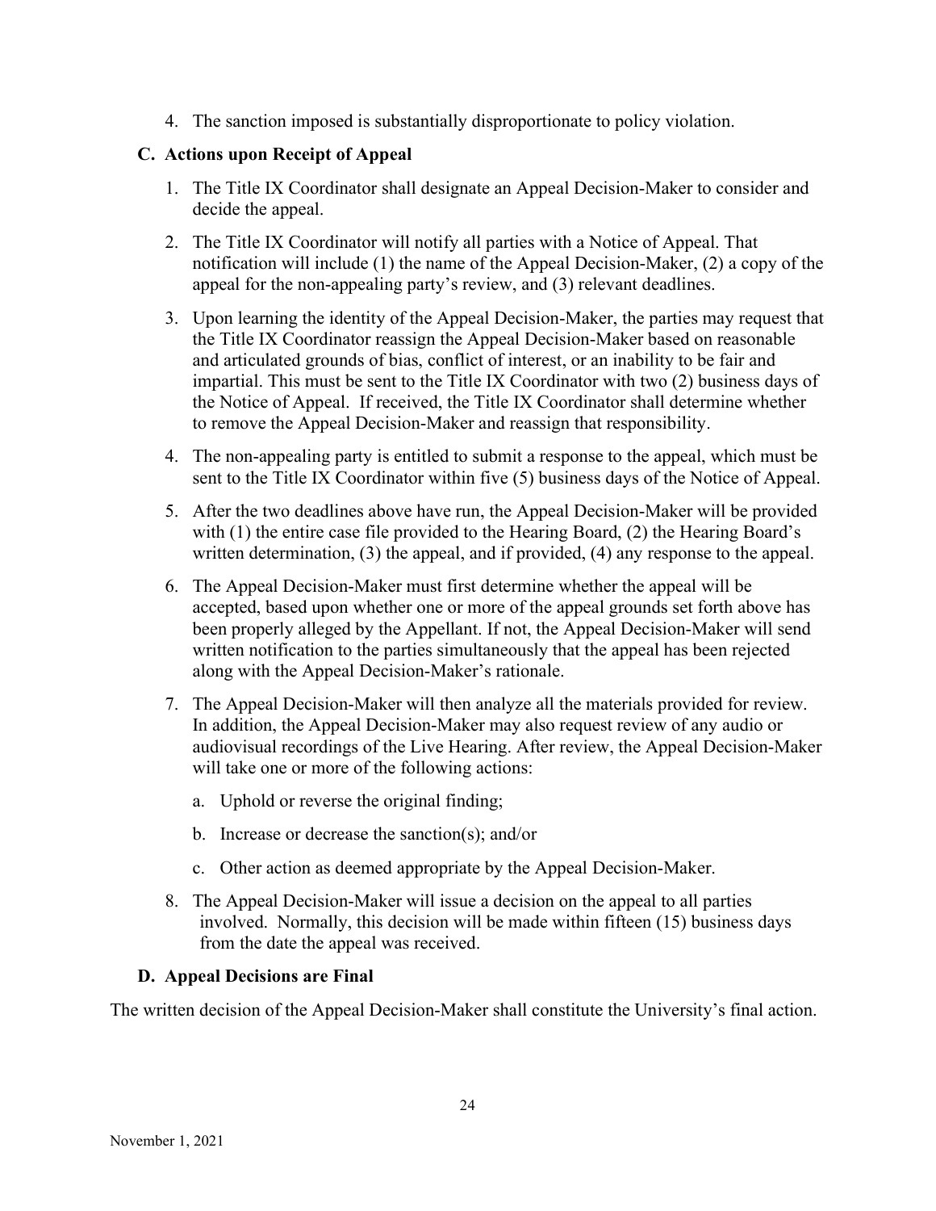4. The sanction imposed is substantially disproportionate to policy violation.

### C. Actions upon Receipt of Appeal

1. The Title IX Coordinator shall designate an Appeal Decision-Maker to consider and decide the appeal.
2. The Title IX Coordinator will notify all parties with a Notice of Appeal. That notification will include (1) the name of the Appeal Decision-Maker, (2) a copy of the appeal for the non-appealing party's review, and (3) relevant deadlines.
3. Upon learning the identity of the Appeal Decision-Maker, the parties may request that the Title IX Coordinator reassign the Appeal Decision-Maker based on reasonable and articulated grounds of bias, conflict of interest, or an inability to be fair and impartial. This must be sent to the Title IX Coordinator with two (2) business days of the Notice of Appeal. If received, the Title IX Coordinator shall determine whether to remove the Appeal Decision-Maker and reassign that responsibility.
4. The non-appealing party is entitled to submit a response to the appeal, which must be sent to the Title IX Coordinator within five (5) business days of the Notice of Appeal.
5. After the two deadlines above have run, the Appeal Decision-Maker will be provided with (1) the entire case file provided to the Hearing Board, (2) the Hearing Board's written determination, (3) the appeal, and if provided, (4) any response to the appeal.
6. The Appeal Decision-Maker must first determine whether the appeal will be accepted, based upon whether one or more of the appeal grounds set forth above has been properly alleged by the Appellant. If not, the Appeal Decision-Maker will send written notification to the parties simultaneously that the appeal has been rejected along with the Appeal Decision-Maker's rationale.
7. The Appeal Decision-Maker will then analyze all the materials provided for review. In addition, the Appeal Decision-Maker may also request review of any audio or audiovisual recordings of the Live Hearing. After review, the Appeal Decision-Maker will take one or more of the following actions:
   a. Uphold or reverse the original finding;
   b. Increase or decrease the sanction(s); and/or
   c. Other action as deemed appropriate by the Appeal Decision-Maker.
8. The Appeal Decision-Maker will issue a decision on the appeal to all parties involved. Normally, this decision will be made within fifteen (15) business days from the date the appeal was received.

### D. Appeal Decisions are Final

The written decision of the Appeal Decision-Maker shall constitute the University's final action.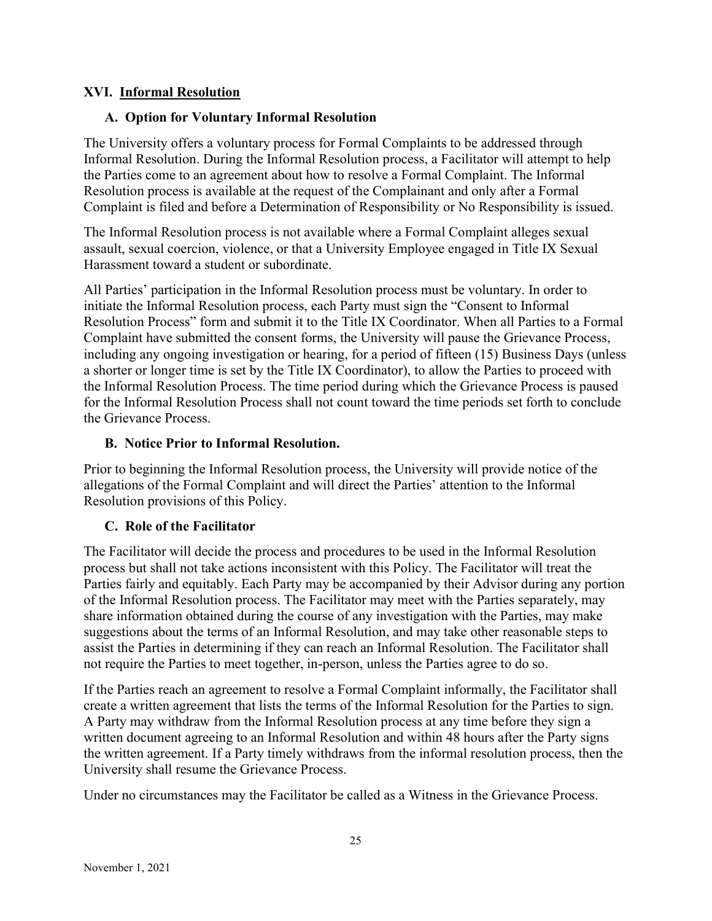## XVI. Informal Resolution

### A. Option for Voluntary Informal Resolution

The University offers a voluntary process for Formal Complaints to be addressed through Informal Resolution. During the Informal Resolution process, a Facilitator will attempt to help the Parties come to an agreement about how to resolve a Formal Complaint. The Informal Resolution process is available at the request of the Complainant and only after a Formal Complaint is filed and before a Determination of Responsibility or No Responsibility is issued.

The Informal Resolution process is not available where a Formal Complaint alleges sexual assault, sexual coercion, violence, or that a University Employee engaged in Title IX Sexual Harassment toward a student or subordinate.

All Parties' participation in the Informal Resolution process must be voluntary. In order to initiate the Informal Resolution process, each Party must sign the "Consent to Informal Resolution Process" form and submit it to the Title IX Coordinator. When all Parties to a Formal Complaint have submitted the consent forms, the University will pause the Grievance Process, including any ongoing investigation or hearing, for a period of fifteen (15) Business Days (unless a shorter or longer time is set by the Title IX Coordinator), to allow the Parties to proceed with the Informal Resolution Process. The time period during which the Grievance Process is paused for the Informal Resolution Process shall not count toward the time periods set forth to conclude the Grievance Process.

### B. Notice Prior to Informal Resolution.

Prior to beginning the Informal Resolution process, the University will provide notice of the allegations of the Formal Complaint and will direct the Parties' attention to the Informal Resolution provisions of this Policy.

### C. Role of the Facilitator

The Facilitator will decide the process and procedures to be used in the Informal Resolution process but shall not take actions inconsistent with this Policy. The Facilitator will treat the Parties fairly and equitably. Each Party may be accompanied by their Advisor during any portion of the Informal Resolution process. The Facilitator may meet with the Parties separately, may share information obtained during the course of any investigation with the Parties, may make suggestions about the terms of an Informal Resolution, and may take other reasonable steps to assist the Parties in determining if they can reach an Informal Resolution. The Facilitator shall not require the Parties to meet together, in-person, unless the Parties agree to do so.

If the Parties reach an agreement to resolve a Formal Complaint informally, the Facilitator shall create a written agreement that lists the terms of the Informal Resolution for the Parties to sign. A Party may withdraw from the Informal Resolution process at any time before they sign a written document agreeing to an Informal Resolution and within 48 hours after the Party signs the written agreement. If a Party timely withdraws from the informal resolution process, then the University shall resume the Grievance Process.

Under no circumstances may the Facilitator be called as a Witness in the Grievance Process.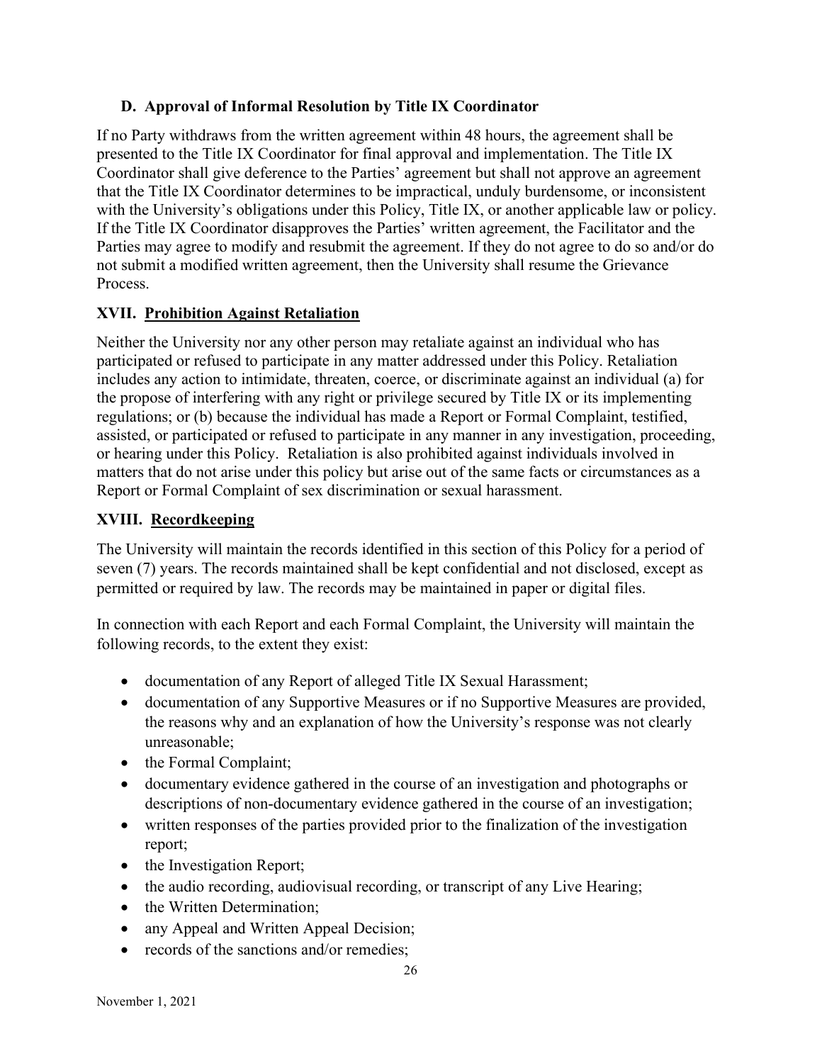### D. Approval of Informal Resolution by Title IX Coordinator

If no Party withdraws from the written agreement within 48 hours, the agreement shall be presented to the Title IX Coordinator for final approval and implementation. The Title IX Coordinator shall give deference to the Parties' agreement but shall not approve an agreement that the Title IX Coordinator determines to be impractical, unduly burdensome, or inconsistent with the University's obligations under this Policy, Title IX, or another applicable law or policy. If the Title IX Coordinator disapproves the Parties' written agreement, the Facilitator and the Parties may agree to modify and resubmit the agreement. If they do not agree to do so and/or do not submit a modified written agreement, then the University shall resume the Grievance Process.

## XVII. Prohibition Against Retaliation

Neither the University nor any other person may retaliate against an individual who has participated or refused to participate in any matter addressed under this Policy. Retaliation includes any action to intimidate, threaten, coerce, or discriminate against an individual (a) for the propose of interfering with any right or privilege secured by Title IX or its implementing regulations; or (b) because the individual has made a Report or Formal Complaint, testified, assisted, or participated or refused to participate in any manner in any investigation, proceeding, or hearing under this Policy. Retaliation is also prohibited against individuals involved in matters that do not arise under this policy but arise out of the same facts or circumstances as a Report or Formal Complaint of sex discrimination or sexual harassment.

## XVIII. Recordkeeping

The University will maintain the records identified in this section of this Policy for a period of seven (7) years. The records maintained shall be kept confidential and not disclosed, except as permitted or required by law. The records may be maintained in paper or digital files.

In connection with each Report and each Formal Complaint, the University will maintain the following records, to the extent they exist:

- documentation of any Report of alleged Title IX Sexual Harassment;
- documentation of any Supportive Measures or if no Supportive Measures are provided, the reasons why and an explanation of how the University's response was not clearly unreasonable;
- the Formal Complaint;
- documentary evidence gathered in the course of an investigation and photographs or descriptions of non-documentary evidence gathered in the course of an investigation;
- written responses of the parties provided prior to the finalization of the investigation report;
- the Investigation Report;
- the audio recording, audiovisual recording, or transcript of any Live Hearing;
- the Written Determination;
- any Appeal and Written Appeal Decision;
- records of the sanctions and/or remedies;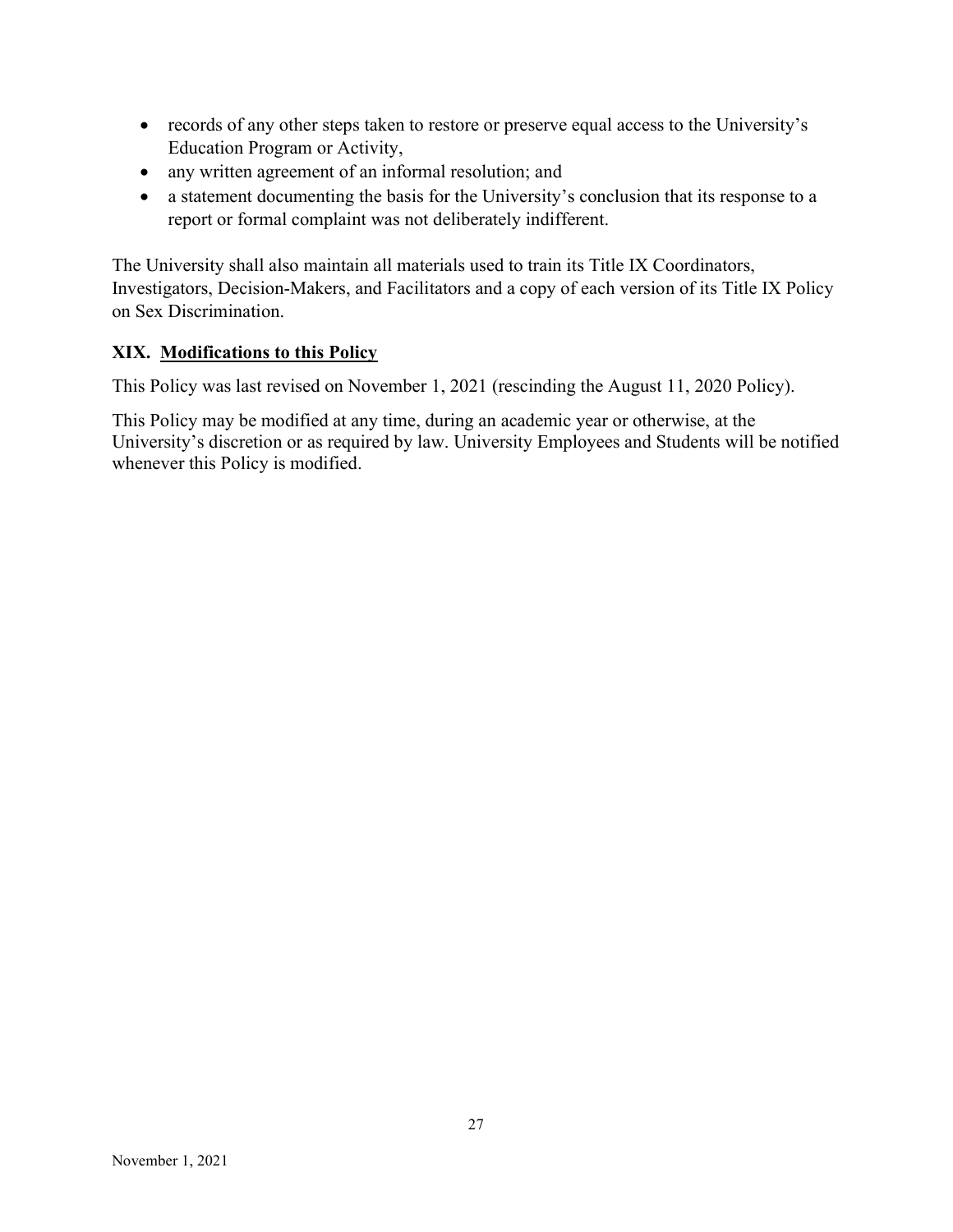- records of any other steps taken to restore or preserve equal access to the University's Education Program or Activity,
- any written agreement of an informal resolution; and
- a statement documenting the basis for the University's conclusion that its response to a report or formal complaint was not deliberately indifferent.

The University shall also maintain all materials used to train its Title IX Coordinators, Investigators, Decision-Makers, and Facilitators and a copy of each version of its Title IX Policy on Sex Discrimination.

## XIX. Modifications to this Policy

This Policy was last revised on November 1, 2021 (rescinding the August 11, 2020 Policy).

This Policy may be modified at any time, during an academic year or otherwise, at the University's discretion or as required by law. University Employees and Students will be notified whenever this Policy is modified.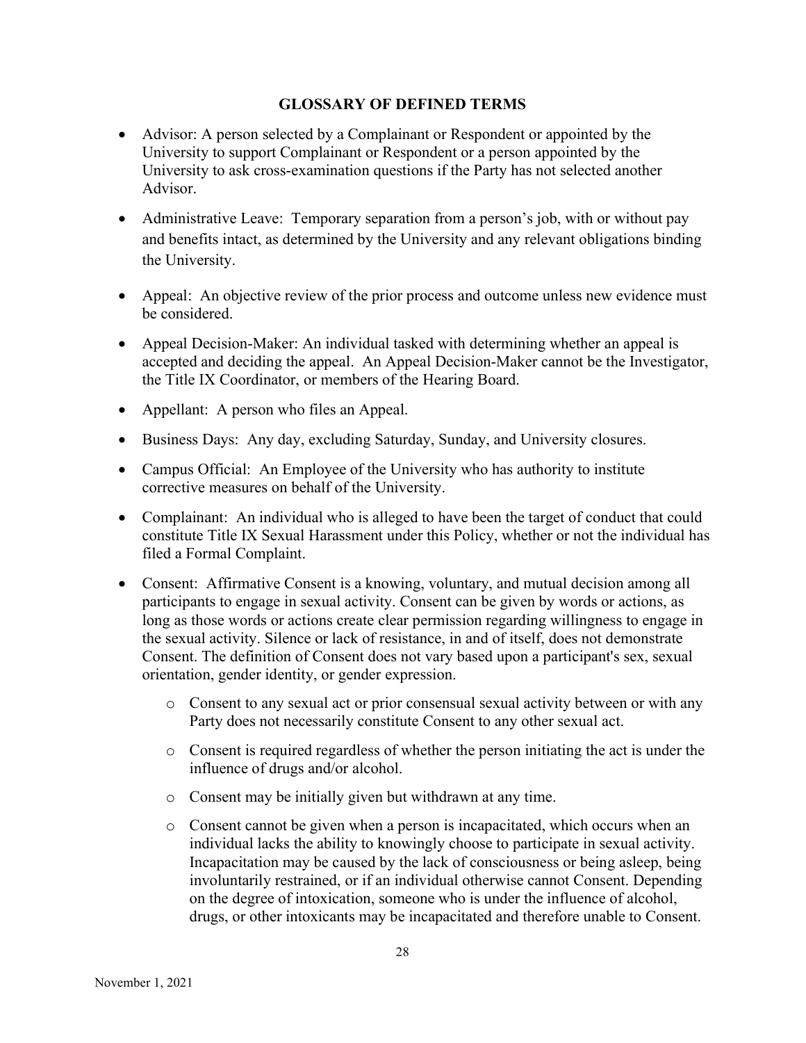## GLOSSARY OF DEFINED TERMS

- Advisor: A person selected by a Complainant or Respondent or appointed by the University to support Complainant or Respondent or a person appointed by the University to ask cross-examination questions if the Party has not selected another Advisor.
- Administrative Leave: Temporary separation from a person's job, with or without pay and benefits intact, as determined by the University and any relevant obligations binding the University.
- Appeal: An objective review of the prior process and outcome unless new evidence must be considered.
- Appeal Decision-Maker: An individual tasked with determining whether an appeal is accepted and deciding the appeal. An Appeal Decision-Maker cannot be the Investigator, the Title IX Coordinator, or members of the Hearing Board.
- Appellant: A person who files an Appeal.
- Business Days: Any day, excluding Saturday, Sunday, and University closures.
- Campus Official: An Employee of the University who has authority to institute corrective measures on behalf of the University.
- Complainant: An individual who is alleged to have been the target of conduct that could constitute Title IX Sexual Harassment under this Policy, whether or not the individual has filed a Formal Complaint.
- Consent: Affirmative Consent is a knowing, voluntary, and mutual decision among all participants to engage in sexual activity. Consent can be given by words or actions, as long as those words or actions create clear permission regarding willingness to engage in the sexual activity. Silence or lack of resistance, in and of itself, does not demonstrate Consent. The definition of Consent does not vary based upon a participant's sex, sexual orientation, gender identity, or gender expression.
  - Consent to any sexual act or prior consensual sexual activity between or with any Party does not necessarily constitute Consent to any other sexual act.
  - Consent is required regardless of whether the person initiating the act is under the influence of drugs and/or alcohol.
  - Consent may be initially given but withdrawn at any time.
  - Consent cannot be given when a person is incapacitated, which occurs when an individual lacks the ability to knowingly choose to participate in sexual activity. Incapacitation may be caused by the lack of consciousness or being asleep, being involuntarily restrained, or if an individual otherwise cannot Consent. Depending on the degree of intoxication, someone who is under the influence of alcohol, drugs, or other intoxicants may be incapacitated and therefore unable to Consent.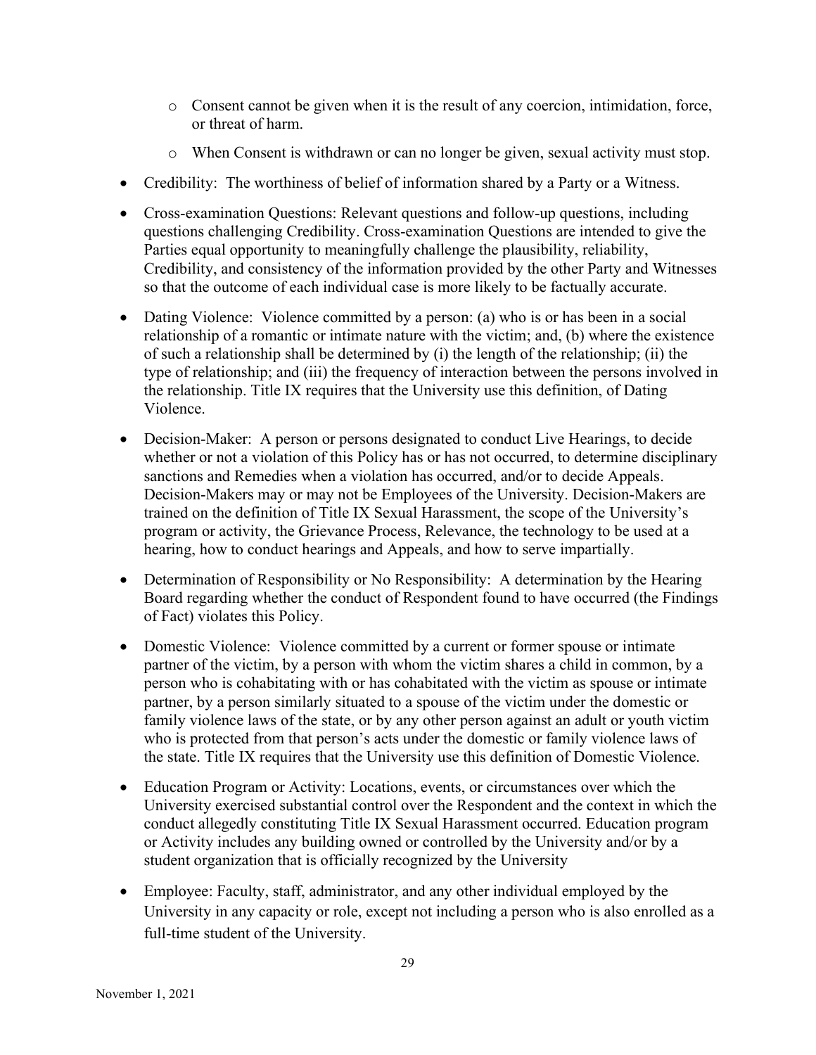- Consent cannot be given when it is the result of any coercion, intimidation, force, or threat of harm.
  - When Consent is withdrawn or can no longer be given, sexual activity must stop.

- Credibility: The worthiness of belief of information shared by a Party or a Witness.
- Cross-examination Questions: Relevant questions and follow-up questions, including questions challenging Credibility. Cross-examination Questions are intended to give the Parties equal opportunity to meaningfully challenge the plausibility, reliability, Credibility, and consistency of the information provided by the other Party and Witnesses so that the outcome of each individual case is more likely to be factually accurate.
- Dating Violence: Violence committed by a person: (a) who is or has been in a social relationship of a romantic or intimate nature with the victim; and, (b) where the existence of such a relationship shall be determined by (i) the length of the relationship; (ii) the type of relationship; and (iii) the frequency of interaction between the persons involved in the relationship. Title IX requires that the University use this definition, of Dating Violence.
- Decision-Maker: A person or persons designated to conduct Live Hearings, to decide whether or not a violation of this Policy has or has not occurred, to determine disciplinary sanctions and Remedies when a violation has occurred, and/or to decide Appeals. Decision-Makers may or may not be Employees of the University. Decision-Makers are trained on the definition of Title IX Sexual Harassment, the scope of the University's program or activity, the Grievance Process, Relevance, the technology to be used at a hearing, how to conduct hearings and Appeals, and how to serve impartially.
- Determination of Responsibility or No Responsibility: A determination by the Hearing Board regarding whether the conduct of Respondent found to have occurred (the Findings of Fact) violates this Policy.
- Domestic Violence: Violence committed by a current or former spouse or intimate partner of the victim, by a person with whom the victim shares a child in common, by a person who is cohabitating with or has cohabitated with the victim as spouse or intimate partner, by a person similarly situated to a spouse of the victim under the domestic or family violence laws of the state, or by any other person against an adult or youth victim who is protected from that person's acts under the domestic or family violence laws of the state. Title IX requires that the University use this definition of Domestic Violence.
- Education Program or Activity: Locations, events, or circumstances over which the University exercised substantial control over the Respondent and the context in which the conduct allegedly constituting Title IX Sexual Harassment occurred. Education program or Activity includes any building owned or controlled by the University and/or by a student organization that is officially recognized by the University
- Employee: Faculty, staff, administrator, and any other individual employed by the University in any capacity or role, except not including a person who is also enrolled as a full-time student of the University.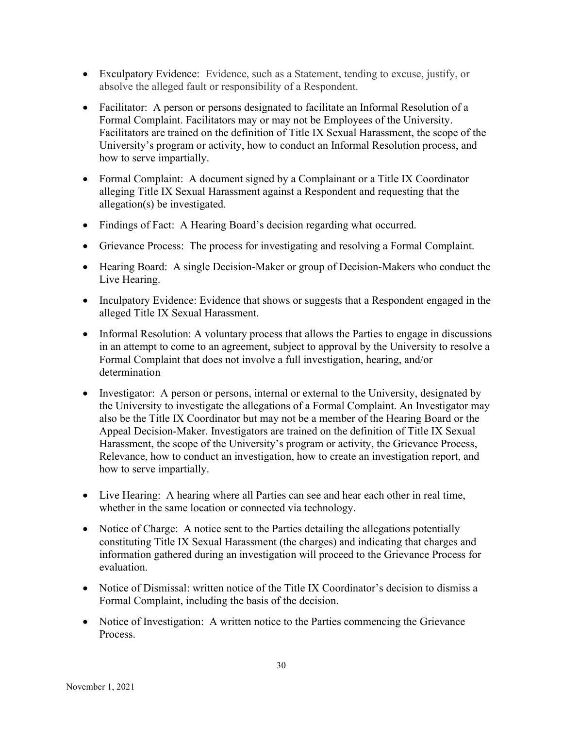- Exculpatory Evidence: Evidence, such as a Statement, tending to excuse, justify, or absolve the alleged fault or responsibility of a Respondent.
- Facilitator: A person or persons designated to facilitate an Informal Resolution of a Formal Complaint. Facilitators may or may not be Employees of the University. Facilitators are trained on the definition of Title IX Sexual Harassment, the scope of the University's program or activity, how to conduct an Informal Resolution process, and how to serve impartially.
- Formal Complaint: A document signed by a Complainant or a Title IX Coordinator alleging Title IX Sexual Harassment against a Respondent and requesting that the allegation(s) be investigated.
- Findings of Fact: A Hearing Board's decision regarding what occurred.
- Grievance Process: The process for investigating and resolving a Formal Complaint.
- Hearing Board: A single Decision-Maker or group of Decision-Makers who conduct the Live Hearing.
- Inculpatory Evidence: Evidence that shows or suggests that a Respondent engaged in the alleged Title IX Sexual Harassment.
- Informal Resolution: A voluntary process that allows the Parties to engage in discussions in an attempt to come to an agreement, subject to approval by the University to resolve a Formal Complaint that does not involve a full investigation, hearing, and/or determination
- Investigator: A person or persons, internal or external to the University, designated by the University to investigate the allegations of a Formal Complaint. An Investigator may also be the Title IX Coordinator but may not be a member of the Hearing Board or the Appeal Decision-Maker. Investigators are trained on the definition of Title IX Sexual Harassment, the scope of the University's program or activity, the Grievance Process, Relevance, how to conduct an investigation, how to create an investigation report, and how to serve impartially.
- Live Hearing: A hearing where all Parties can see and hear each other in real time, whether in the same location or connected via technology.
- Notice of Charge: A notice sent to the Parties detailing the allegations potentially constituting Title IX Sexual Harassment (the charges) and indicating that charges and information gathered during an investigation will proceed to the Grievance Process for evaluation.
- Notice of Dismissal: written notice of the Title IX Coordinator's decision to dismiss a Formal Complaint, including the basis of the decision.
- Notice of Investigation: A written notice to the Parties commencing the Grievance Process.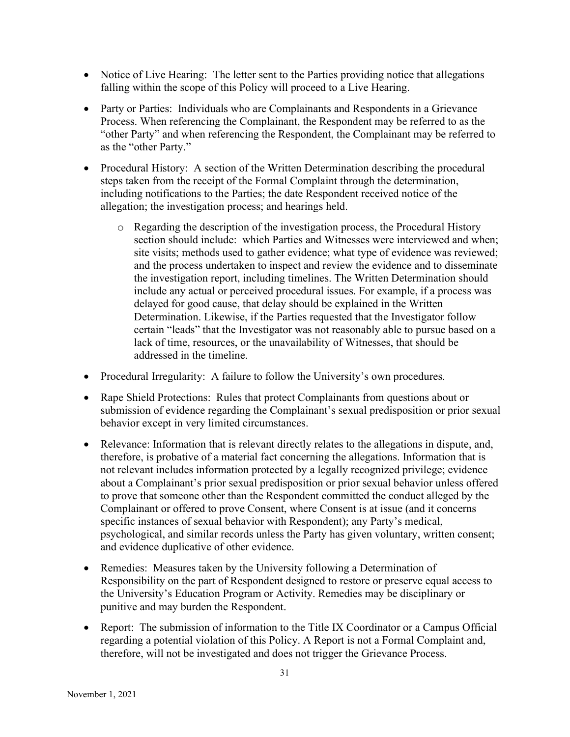- Notice of Live Hearing: The letter sent to the Parties providing notice that allegations falling within the scope of this Policy will proceed to a Live Hearing.
- Party or Parties: Individuals who are Complainants and Respondents in a Grievance Process. When referencing the Complainant, the Respondent may be referred to as the "other Party" and when referencing the Respondent, the Complainant may be referred to as the "other Party."
- Procedural History: A section of the Written Determination describing the procedural steps taken from the receipt of the Formal Complaint through the determination, including notifications to the Parties; the date Respondent received notice of the allegation; the investigation process; and hearings held.
  - Regarding the description of the investigation process, the Procedural History section should include: which Parties and Witnesses were interviewed and when; site visits; methods used to gather evidence; what type of evidence was reviewed; and the process undertaken to inspect and review the evidence and to disseminate the investigation report, including timelines. The Written Determination should include any actual or perceived procedural issues. For example, if a process was delayed for good cause, that delay should be explained in the Written Determination. Likewise, if the Parties requested that the Investigator follow certain "leads" that the Investigator was not reasonably able to pursue based on a lack of time, resources, or the unavailability of Witnesses, that should be addressed in the timeline.
- Procedural Irregularity: A failure to follow the University's own procedures.
- Rape Shield Protections: Rules that protect Complainants from questions about or submission of evidence regarding the Complainant's sexual predisposition or prior sexual behavior except in very limited circumstances.
- Relevance: Information that is relevant directly relates to the allegations in dispute, and, therefore, is probative of a material fact concerning the allegations. Information that is not relevant includes information protected by a legally recognized privilege; evidence about a Complainant's prior sexual predisposition or prior sexual behavior unless offered to prove that someone other than the Respondent committed the conduct alleged by the Complainant or offered to prove Consent, where Consent is at issue (and it concerns specific instances of sexual behavior with Respondent); any Party's medical, psychological, and similar records unless the Party has given voluntary, written consent; and evidence duplicative of other evidence.
- Remedies: Measures taken by the University following a Determination of Responsibility on the part of Respondent designed to restore or preserve equal access to the University's Education Program or Activity. Remedies may be disciplinary or punitive and may burden the Respondent.
- Report: The submission of information to the Title IX Coordinator or a Campus Official regarding a potential violation of this Policy. A Report is not a Formal Complaint and, therefore, will not be investigated and does not trigger the Grievance Process.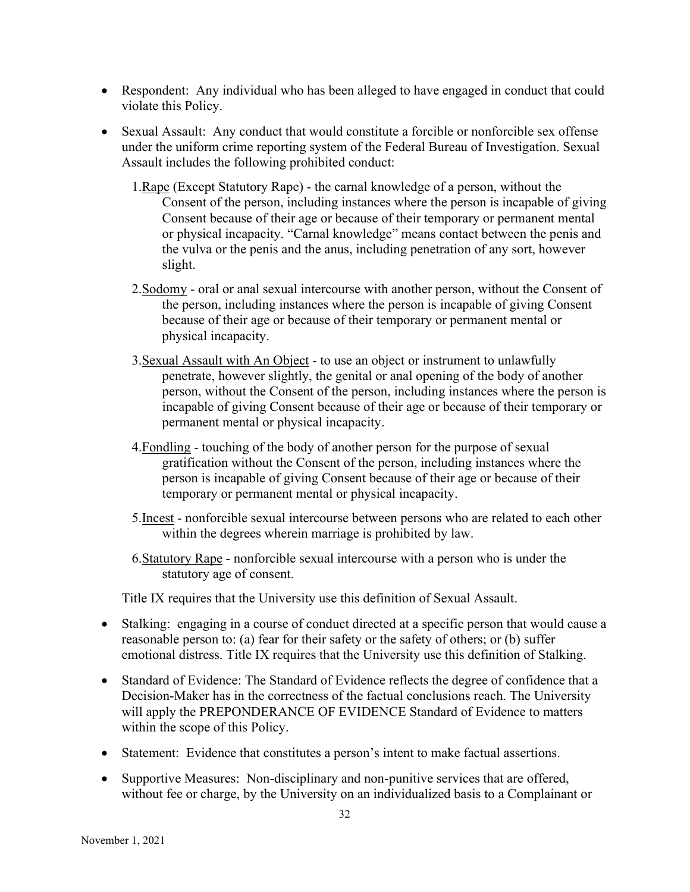- Respondent: Any individual who has been alleged to have engaged in conduct that could violate this Policy.

- Sexual Assault: Any conduct that would constitute a forcible or nonforcible sex offense under the uniform crime reporting system of the Federal Bureau of Investigation. Sexual Assault includes the following prohibited conduct:

  1. Rape (Except Statutory Rape) - the carnal knowledge of a person, without the Consent of the person, including instances where the person is incapable of giving Consent because of their age or because of their temporary or permanent mental or physical incapacity. "Carnal knowledge" means contact between the penis and the vulva or the penis and the anus, including penetration of any sort, however slight.

  2. Sodomy - oral or anal sexual intercourse with another person, without the Consent of the person, including instances where the person is incapable of giving Consent because of their age or because of their temporary or permanent mental or physical incapacity.

  3. Sexual Assault with An Object - to use an object or instrument to unlawfully penetrate, however slightly, the genital or anal opening of the body of another person, without the Consent of the person, including instances where the person is incapable of giving Consent because of their age or because of their temporary or permanent mental or physical incapacity.

  4. Fondling - touching of the body of another person for the purpose of sexual gratification without the Consent of the person, including instances where the person is incapable of giving Consent because of their age or because of their temporary or permanent mental or physical incapacity.

  5. Incest - nonforcible sexual intercourse between persons who are related to each other within the degrees wherein marriage is prohibited by law.

  6. Statutory Rape - nonforcible sexual intercourse with a person who is under the statutory age of consent.

  Title IX requires that the University use this definition of Sexual Assault.

- Stalking: engaging in a course of conduct directed at a specific person that would cause a reasonable person to: (a) fear for their safety or the safety of others; or (b) suffer emotional distress. Title IX requires that the University use this definition of Stalking.

- Standard of Evidence: The Standard of Evidence reflects the degree of confidence that a Decision-Maker has in the correctness of the factual conclusions reach. The University will apply the PREPONDERANCE OF EVIDENCE Standard of Evidence to matters within the scope of this Policy.

- Statement: Evidence that constitutes a person's intent to make factual assertions.

- Supportive Measures: Non-disciplinary and non-punitive services that are offered, without fee or charge, by the University on an individualized basis to a Complainant or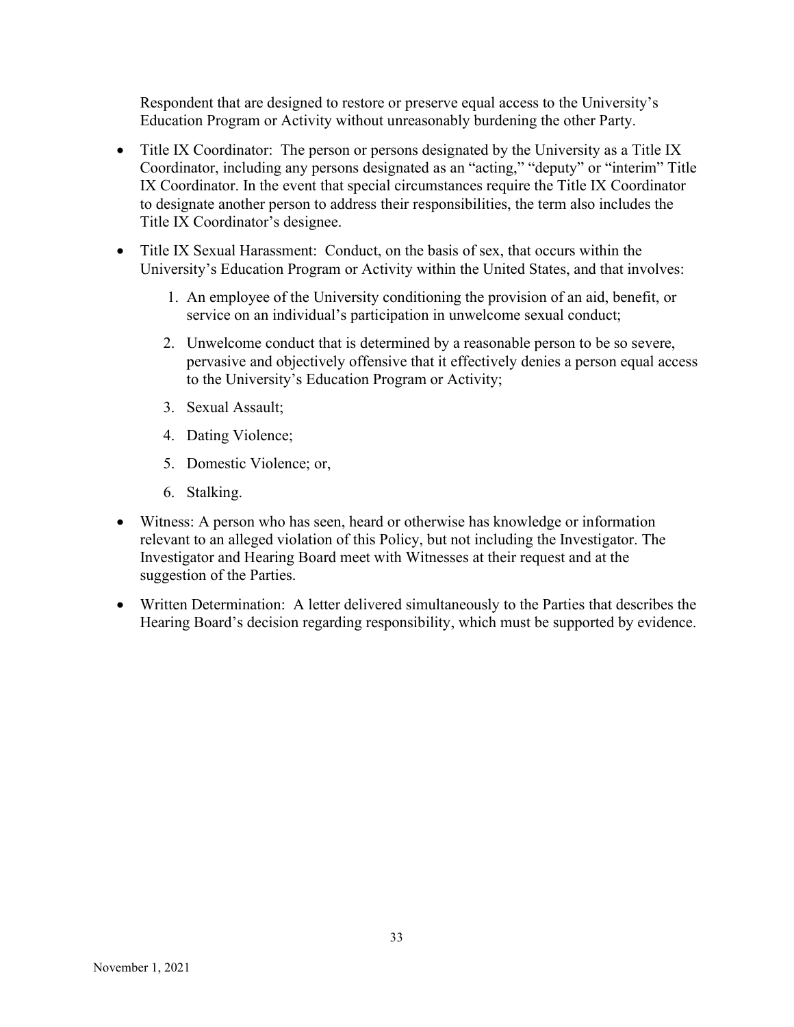Respondent that are designed to restore or preserve equal access to the University's Education Program or Activity without unreasonably burdening the other Party.

- Title IX Coordinator: The person or persons designated by the University as a Title IX Coordinator, including any persons designated as an "acting," "deputy" or "interim" Title IX Coordinator. In the event that special circumstances require the Title IX Coordinator to designate another person to address their responsibilities, the term also includes the Title IX Coordinator's designee.

- Title IX Sexual Harassment: Conduct, on the basis of sex, that occurs within the University's Education Program or Activity within the United States, and that involves:

    1. An employee of the University conditioning the provision of an aid, benefit, or service on an individual's participation in unwelcome sexual conduct;
    2. Unwelcome conduct that is determined by a reasonable person to be so severe, pervasive and objectively offensive that it effectively denies a person equal access to the University's Education Program or Activity;
    3. Sexual Assault;
    4. Dating Violence;
    5. Domestic Violence; or,
    6. Stalking.

- Witness: A person who has seen, heard or otherwise has knowledge or information relevant to an alleged violation of this Policy, but not including the Investigator. The Investigator and Hearing Board meet with Witnesses at their request and at the suggestion of the Parties.

- Written Determination: A letter delivered simultaneously to the Parties that describes the Hearing Board's decision regarding responsibility, which must be supported by evidence.